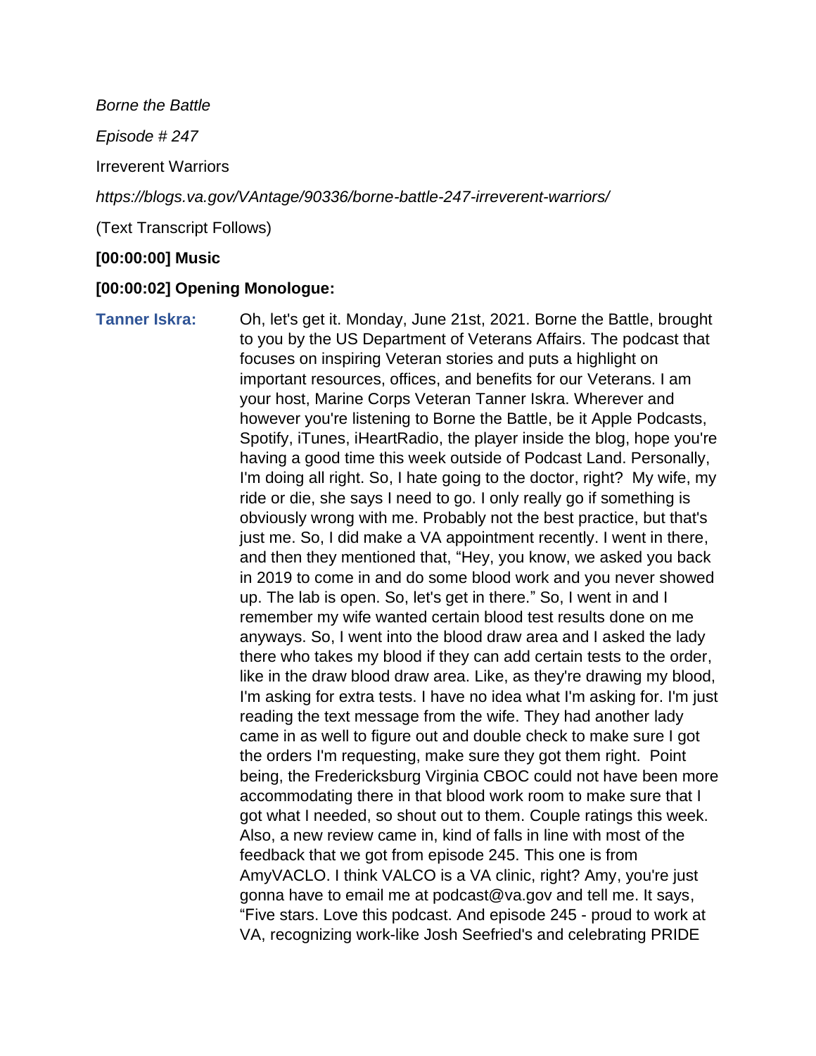*Borne the Battle*

*Episode # 247*

Irreverent Warriors

*https://blogs.va.gov/VAntage/90336/borne-battle-247-irreverent-warriors/*

(Text Transcript Follows)

**[00:00:00] Music**

**[00:00:02] Opening Monologue:**

**Tanner Iskra:** Oh, let's get it. Monday, June 21st, 2021. Borne the Battle, brought to you by the US Department of Veterans Affairs. The podcast that focuses on inspiring Veteran stories and puts a highlight on important resources, offices, and benefits for our Veterans. I am your host, Marine Corps Veteran Tanner Iskra. Wherever and however you're listening to Borne the Battle, be it Apple Podcasts, Spotify, iTunes, iHeartRadio, the player inside the blog, hope you're having a good time this week outside of Podcast Land. Personally, I'm doing all right. So, I hate going to the doctor, right? My wife, my ride or die, she says I need to go. I only really go if something is obviously wrong with me. Probably not the best practice, but that's just me. So, I did make a VA appointment recently. I went in there, and then they mentioned that, "Hey, you know, we asked you back in 2019 to come in and do some blood work and you never showed up. The lab is open. So, let's get in there." So, I went in and I remember my wife wanted certain blood test results done on me anyways. So, I went into the blood draw area and I asked the lady there who takes my blood if they can add certain tests to the order, like in the draw blood draw area. Like, as they're drawing my blood, I'm asking for extra tests. I have no idea what I'm asking for. I'm just reading the text message from the wife. They had another lady came in as well to figure out and double check to make sure I got the orders I'm requesting, make sure they got them right. Point being, the Fredericksburg Virginia CBOC could not have been more accommodating there in that blood work room to make sure that I got what I needed, so shout out to them. Couple ratings this week. Also, a new review came in, kind of falls in line with most of the feedback that we got from episode 245. This one is from AmyVACLO. I think VALCO is a VA clinic, right? Amy, you're just gonna have to email me at podcast@va.gov and tell me. It says, "Five stars. Love this podcast. And episode 245 - proud to work at VA, recognizing work-like Josh Seefried's and celebrating PRIDE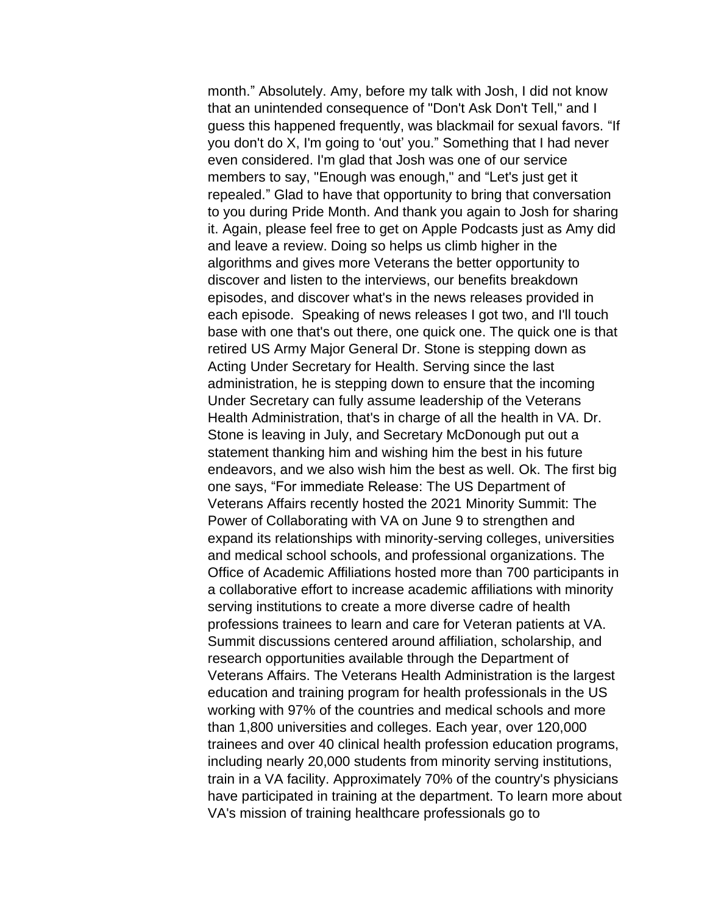month." Absolutely. Amy, before my talk with Josh, I did not know that an unintended consequence of "Don't Ask Don't Tell," and I guess this happened frequently, was blackmail for sexual favors. "If you don't do X, I'm going to 'out' you." Something that I had never even considered. I'm glad that Josh was one of our service members to say, "Enough was enough," and "Let's just get it repealed." Glad to have that opportunity to bring that conversation to you during Pride Month. And thank you again to Josh for sharing it. Again, please feel free to get on Apple Podcasts just as Amy did and leave a review. Doing so helps us climb higher in the algorithms and gives more Veterans the better opportunity to discover and listen to the interviews, our benefits breakdown episodes, and discover what's in the news releases provided in each episode. Speaking of news releases I got two, and I'll touch base with one that's out there, one quick one. The quick one is that retired US Army Major General Dr. Stone is stepping down as Acting Under Secretary for Health. Serving since the last administration, he is stepping down to ensure that the incoming Under Secretary can fully assume leadership of the Veterans Health Administration, that's in charge of all the health in VA. Dr. Stone is leaving in July, and Secretary McDonough put out a statement thanking him and wishing him the best in his future endeavors, and we also wish him the best as well. Ok. The first big one says, "For immediate Release: The US Department of Veterans Affairs recently hosted the 2021 Minority Summit: The Power of Collaborating with VA on June 9 to strengthen and expand its relationships with minority-serving colleges, universities and medical school schools, and professional organizations. The Office of Academic Affiliations hosted more than 700 participants in a collaborative effort to increase academic affiliations with minority serving institutions to create a more diverse cadre of health professions trainees to learn and care for Veteran patients at VA. Summit discussions centered around affiliation, scholarship, and research opportunities available through the Department of Veterans Affairs. The Veterans Health Administration is the largest education and training program for health professionals in the US working with 97% of the countries and medical schools and more than 1,800 universities and colleges. Each year, over 120,000 trainees and over 40 clinical health profession education programs, including nearly 20,000 students from minority serving institutions, train in a VA facility. Approximately 70% of the country's physicians have participated in training at the department. To learn more about VA's mission of training healthcare professionals go to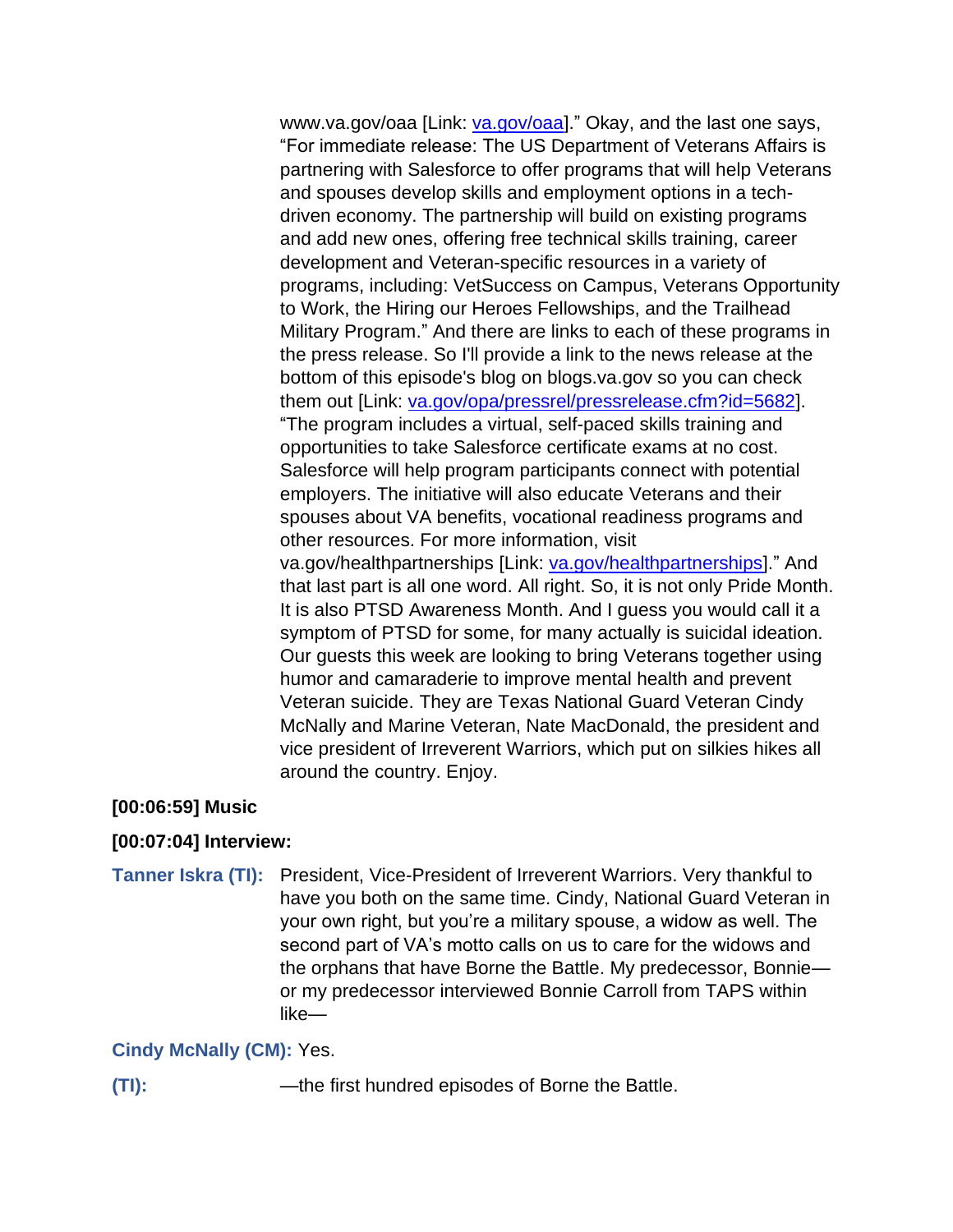www.va.gov/oaa [Link: [va.gov/oaa](va.gov/oaa)]." Okay, and the last one says, "For immediate release: The US Department of Veterans Affairs is partnering with Salesforce to offer programs that will help Veterans and spouses develop skills and employment options in a tech-driven economy. The partnership will build on existing programs and add new ones, offering free technical skills training, career development and Veteran-specific resources in a variety of programs, including: VetSuccess on Campus, Veterans Opportunity to Work, the Hiring our Heroes Fellowships, and the Trailhead Military Program." And there are links to each of these programs in the press release. So I'll provide a link to the news release at the bottom of this episode's blog on blogs.va.gov so you can check them out [Link: [va.gov/opa/pressrel/pressrelease.cfm?id=5682](va.gov/opa/pressrel/pressrelease.cfm?id=5682)]. "The program includes a virtual, self-paced skills training and opportunities to take Salesforce certificate exams at no cost. Salesforce will help program participants connect with potential employers. The initiative will also educate Veterans and their spouses about VA benefits, vocational readiness programs and other resources. For more information, visit va.gov/healthpartnerships [Link: [va.gov/healthpartnerships](va.gov/healthpartnerships)]." And that last part is all one word. All right. So, it is not only Pride Month. It is also PTSD Awareness Month. And I guess you would call it a symptom of PTSD for some, for many actually is suicidal ideation. Our guests this week are looking to bring Veterans together using humor and camaraderie to improve mental health and prevent Veteran suicide. They are Texas National Guard Veteran Cindy McNally and Marine Veteran, Nate MacDonald, the president and vice president of Irreverent Warriors, which put on silkies hikes all around the country. Enjoy.

**[00:06:59] Music**

**[00:07:04] Interview:**

**Tanner Iskra (TI):** President, Vice-President of Irreverent Warriors. Very thankful to have you both on the same time. Cindy, National Guard Veteran in your own right, but you're a military spouse, a widow as well. The second part of VA's motto calls on us to care for the widows and the orphans that have Borne the Battle. My predecessor, Bonnie—or my predecessor interviewed Bonnie Carroll from TAPS within like—

**Cindy McNally (CM):** Yes.

**(TI):** —the first hundred episodes of Borne the Battle.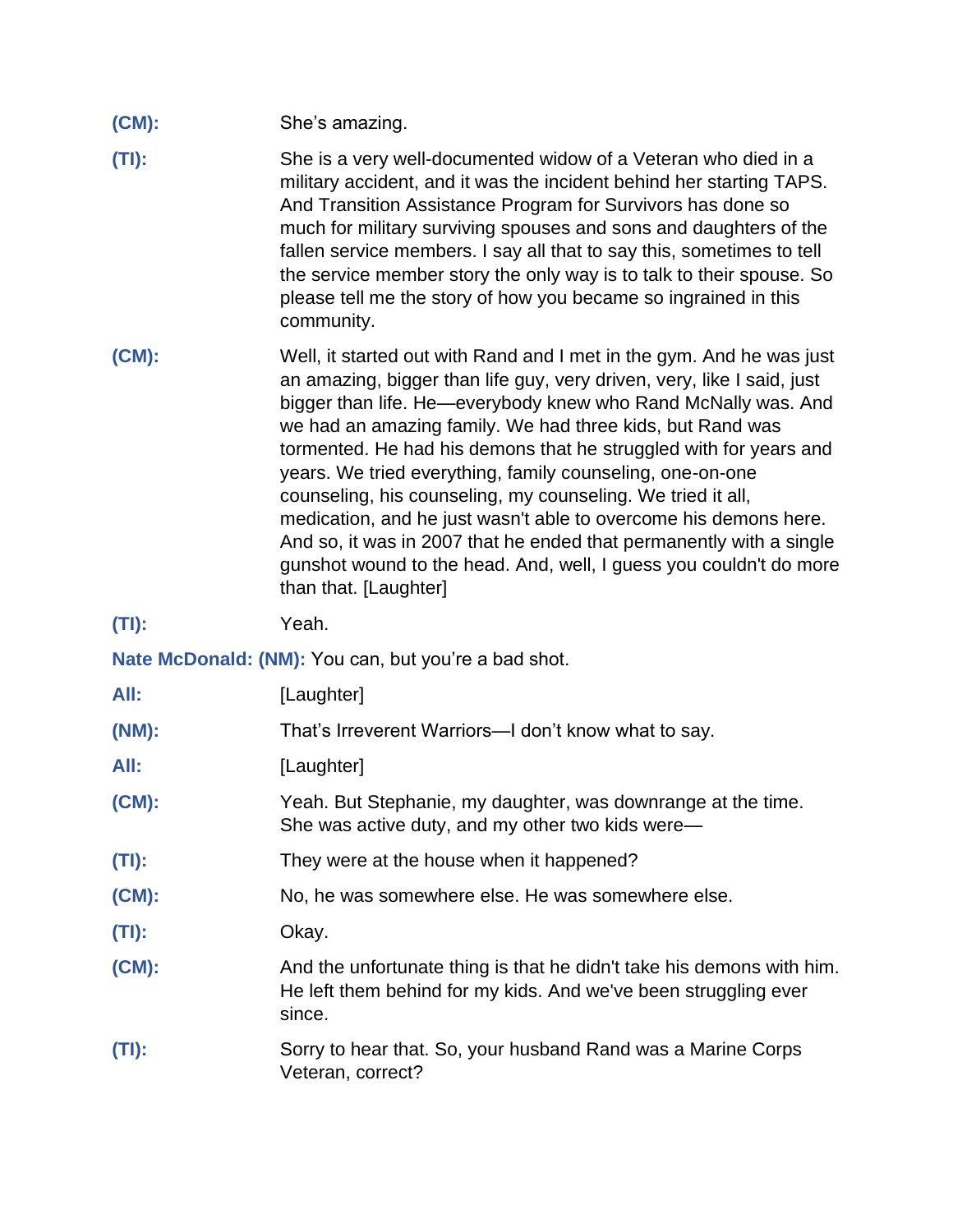**(CM):** She's amazing.

**(TI):** She is a very well-documented widow of a Veteran who died in a military accident, and it was the incident behind her starting TAPS. And Transition Assistance Program for Survivors has done so much for military surviving spouses and sons and daughters of the fallen service members. I say all that to say this, sometimes to tell the service member story the only way is to talk to their spouse. So please tell me the story of how you became so ingrained in this community.

**(CM):** Well, it started out with Rand and I met in the gym. And he was just an amazing, bigger than life guy, very driven, very, like I said, just bigger than life. He—everybody knew who Rand McNally was. And we had an amazing family. We had three kids, but Rand was tormented. He had his demons that he struggled with for years and years. We tried everything, family counseling, one-on-one counseling, his counseling, my counseling. We tried it all, medication, and he just wasn't able to overcome his demons here. And so, it was in 2007 that he ended that permanently with a single gunshot wound to the head. And, well, I guess you couldn't do more than that. [Laughter]

**(TI):** Yeah.

**Nate McDonald: (NM):** You can, but you're a bad shot.

**All:** [Laughter]

**(NM):** That's Irreverent Warriors—I don't know what to say.

**All:** [Laughter]

**(CM):** Yeah. But Stephanie, my daughter, was downrange at the time. She was active duty, and my other two kids were—

**(TI):** They were at the house when it happened?

**(CM):** No, he was somewhere else. He was somewhere else.

**(TI):** Okay.

**(CM):** And the unfortunate thing is that he didn't take his demons with him. He left them behind for my kids. And we've been struggling ever since.

**(TI):** Sorry to hear that. So, your husband Rand was a Marine Corps Veteran, correct?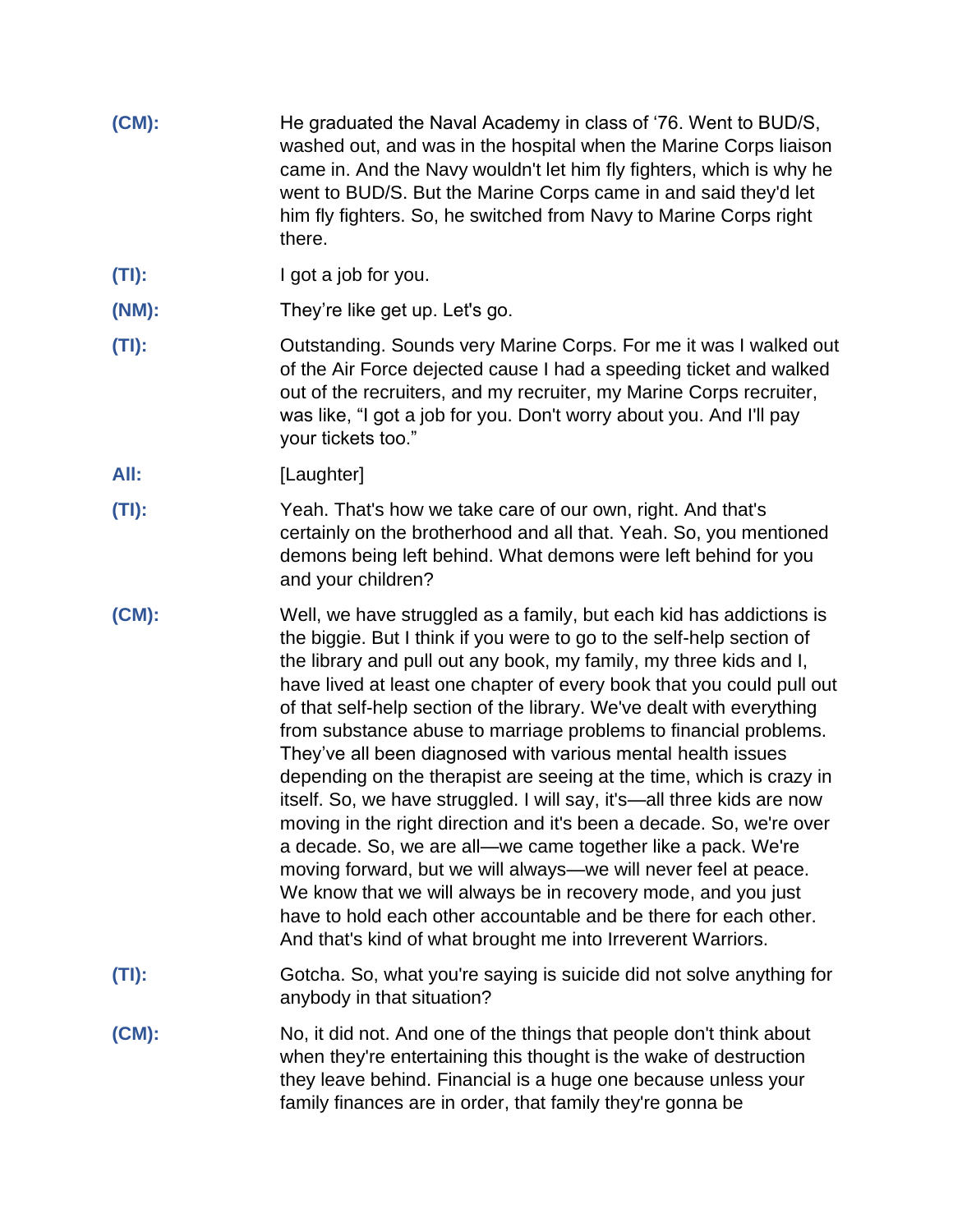**(CM):** He graduated the Naval Academy in class of ‘76. Went to BUD/S, washed out, and was in the hospital when the Marine Corps liaison came in. And the Navy wouldn't let him fly fighters, which is why he went to BUD/S. But the Marine Corps came in and said they'd let him fly fighters. So, he switched from Navy to Marine Corps right there.

**(TI):** I got a job for you.

**(NM):** They’re like get up. Let's go.

**(TI):** Outstanding. Sounds very Marine Corps. For me it was I walked out of the Air Force dejected cause I had a speeding ticket and walked out of the recruiters, and my recruiter, my Marine Corps recruiter, was like, “I got a job for you. Don't worry about you. And I'll pay your tickets too.”

**All:** [Laughter]

**(TI):** Yeah. That's how we take care of our own, right. And that's certainly on the brotherhood and all that. Yeah. So, you mentioned demons being left behind. What demons were left behind for you and your children?

**(CM):** Well, we have struggled as a family, but each kid has addictions is the biggie. But I think if you were to go to the self-help section of the library and pull out any book, my family, my three kids and I, have lived at least one chapter of every book that you could pull out of that self-help section of the library. We've dealt with everything from substance abuse to marriage problems to financial problems. They’ve all been diagnosed with various mental health issues depending on the therapist are seeing at the time, which is crazy in itself. So, we have struggled. I will say, it's—all three kids are now moving in the right direction and it's been a decade. So, we're over a decade. So, we are all—we came together like a pack. We're moving forward, but we will always—we will never feel at peace. We know that we will always be in recovery mode, and you just have to hold each other accountable and be there for each other. And that's kind of what brought me into Irreverent Warriors.

**(TI):** Gotcha. So, what you're saying is suicide did not solve anything for anybody in that situation?

**(CM):** No, it did not. And one of the things that people don't think about when they're entertaining this thought is the wake of destruction they leave behind. Financial is a huge one because unless your family finances are in order, that family they're gonna be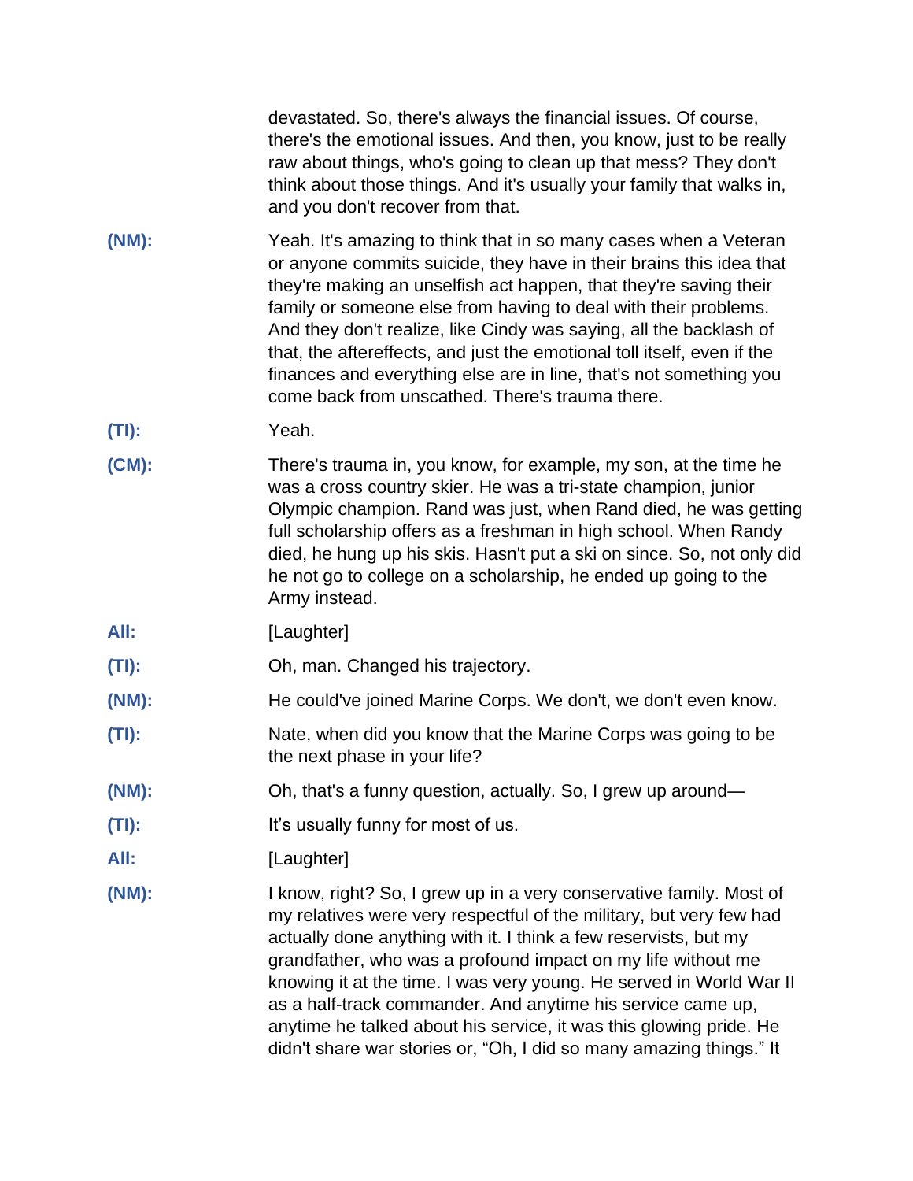devastated. So, there's always the financial issues. Of course, there's the emotional issues. And then, you know, just to be really raw about things, who's going to clean up that mess? They don't think about those things. And it's usually your family that walks in, and you don't recover from that.

**(NM):** Yeah. It's amazing to think that in so many cases when a Veteran or anyone commits suicide, they have in their brains this idea that they're making an unselfish act happen, that they're saving their family or someone else from having to deal with their problems. And they don't realize, like Cindy was saying, all the backlash of that, the aftereffects, and just the emotional toll itself, even if the finances and everything else are in line, that's not something you come back from unscathed. There's trauma there.

**(TI):** Yeah.

**(CM):** There's trauma in, you know, for example, my son, at the time he was a cross country skier. He was a tri-state champion, junior Olympic champion. Rand was just, when Rand died, he was getting full scholarship offers as a freshman in high school. When Randy died, he hung up his skis. Hasn't put a ski on since. So, not only did he not go to college on a scholarship, he ended up going to the Army instead.

**All:** [Laughter]

**(TI):** Oh, man. Changed his trajectory.

**(NM):** He could've joined Marine Corps. We don't, we don't even know.

**(TI):** Nate, when did you know that the Marine Corps was going to be the next phase in your life?

**(NM):** Oh, that's a funny question, actually. So, I grew up around—

**(TI):** It's usually funny for most of us.

**All:** [Laughter]

**(NM):** I know, right? So, I grew up in a very conservative family. Most of my relatives were very respectful of the military, but very few had actually done anything with it. I think a few reservists, but my grandfather, who was a profound impact on my life without me knowing it at the time. I was very young. He served in World War II as a half-track commander. And anytime his service came up, anytime he talked about his service, it was this glowing pride. He didn't share war stories or, "Oh, I did so many amazing things." It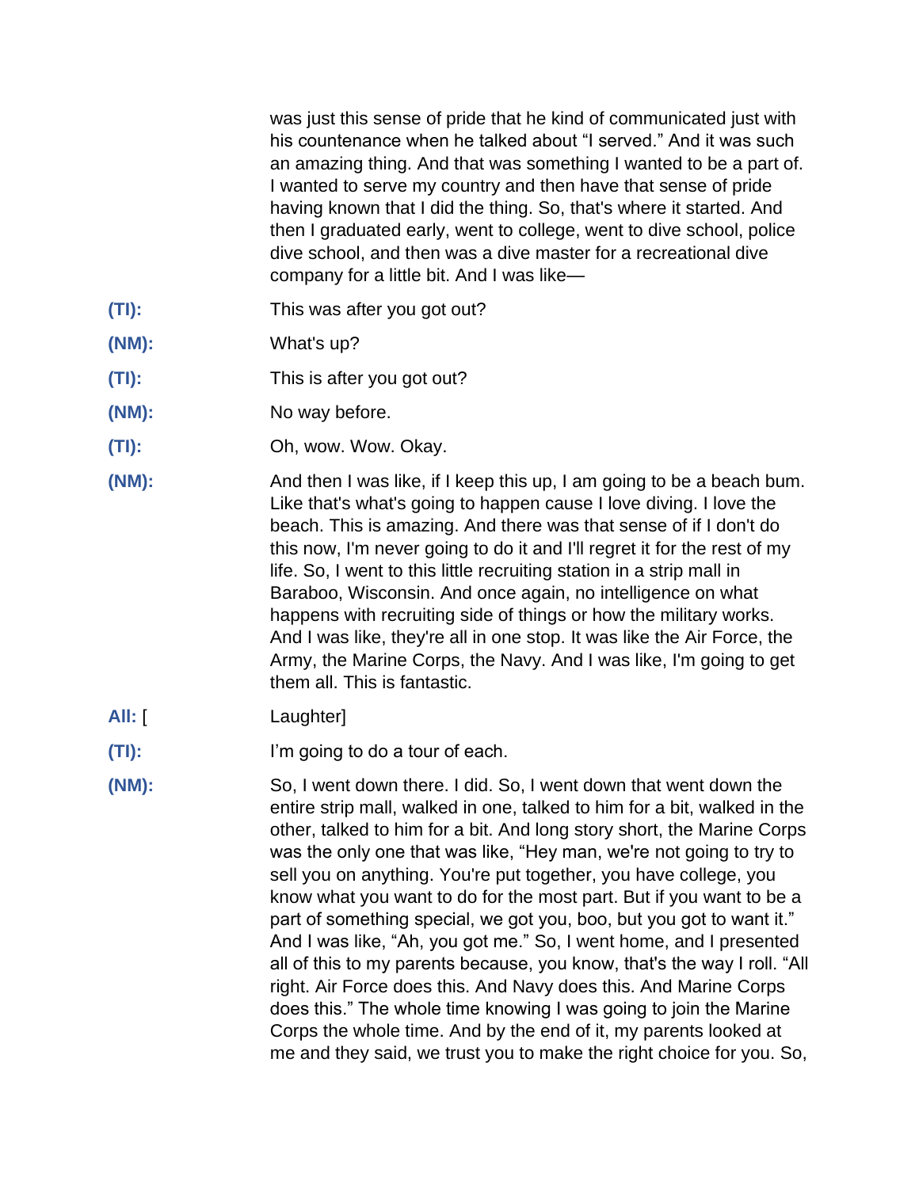was just this sense of pride that he kind of communicated just with his countenance when he talked about "I served." And it was such an amazing thing. And that was something I wanted to be a part of. I wanted to serve my country and then have that sense of pride having known that I did the thing. So, that's where it started. And then I graduated early, went to college, went to dive school, police dive school, and then was a dive master for a recreational dive company for a little bit. And I was like—

**(TI):** This was after you got out?

**(NM):** What's up?

**(TI):** This is after you got out?

**(NM):** No way before.

**(TI):** Oh, wow. Wow. Okay.

**(NM):** And then I was like, if I keep this up, I am going to be a beach bum. Like that's what's going to happen cause I love diving. I love the beach. This is amazing. And there was that sense of if I don't do this now, I'm never going to do it and I'll regret it for the rest of my life. So, I went to this little recruiting station in a strip mall in Baraboo, Wisconsin. And once again, no intelligence on what happens with recruiting side of things or how the military works. And I was like, they're all in one stop. It was like the Air Force, the Army, the Marine Corps, the Navy. And I was like, I'm going to get them all. This is fantastic.

**All:** [Laughter]

**(TI):** I'm going to do a tour of each.

**(NM):** So, I went down there. I did. So, I went down that went down the entire strip mall, walked in one, talked to him for a bit, walked in the other, talked to him for a bit. And long story short, the Marine Corps was the only one that was like, "Hey man, we're not going to try to sell you on anything. You're put together, you have college, you know what you want to do for the most part. But if you want to be a part of something special, we got you, boo, but you got to want it." And I was like, "Ah, you got me." So, I went home, and I presented all of this to my parents because, you know, that's the way I roll. "All right. Air Force does this. And Navy does this. And Marine Corps does this." The whole time knowing I was going to join the Marine Corps the whole time. And by the end of it, my parents looked at me and they said, we trust you to make the right choice for you. So,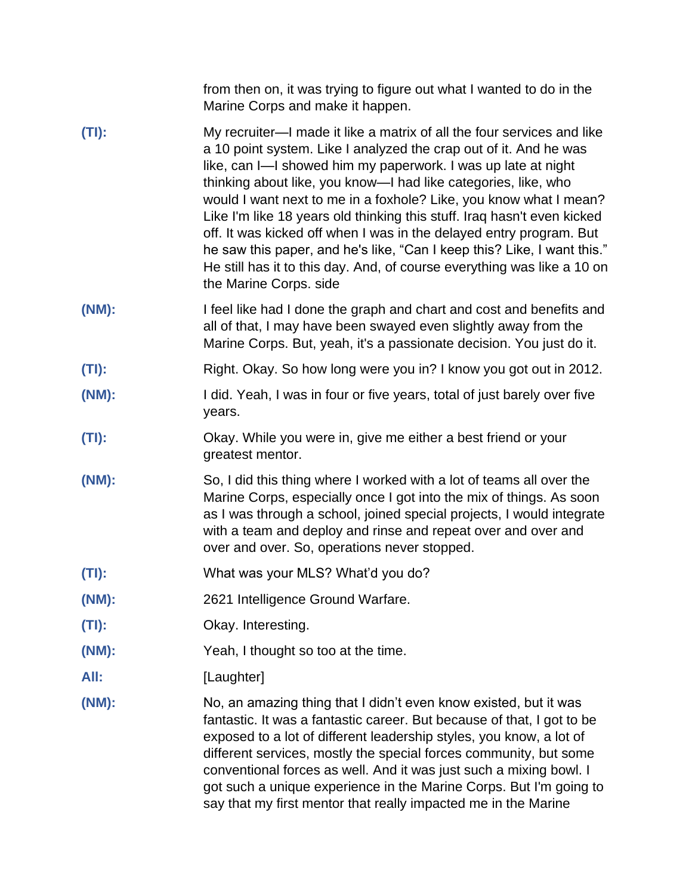from then on, it was trying to figure out what I wanted to do in the Marine Corps and make it happen.

**(TI):** My recruiter—I made it like a matrix of all the four services and like a 10 point system. Like I analyzed the crap out of it. And he was like, can I—I showed him my paperwork. I was up late at night thinking about like, you know—I had like categories, like, who would I want next to me in a foxhole? Like, you know what I mean? Like I'm like 18 years old thinking this stuff. Iraq hasn't even kicked off. It was kicked off when I was in the delayed entry program. But he saw this paper, and he's like, "Can I keep this? Like, I want this." He still has it to this day. And, of course everything was like a 10 on the Marine Corps. side

**(NM):** I feel like had I done the graph and chart and cost and benefits and all of that, I may have been swayed even slightly away from the Marine Corps. But, yeah, it's a passionate decision. You just do it.

**(TI):** Right. Okay. So how long were you in? I know you got out in 2012.

**(NM):** I did. Yeah, I was in four or five years, total of just barely over five years.

**(TI):** Okay. While you were in, give me either a best friend or your greatest mentor.

**(NM):** So, I did this thing where I worked with a lot of teams all over the Marine Corps, especially once I got into the mix of things. As soon as I was through a school, joined special projects, I would integrate with a team and deploy and rinse and repeat over and over and over and over. So, operations never stopped.

**(TI):** What was your MLS? What'd you do?

**(NM):** 2621 Intelligence Ground Warfare.

**(TI):** Okay. Interesting.

**(NM):** Yeah, I thought so too at the time.

**All:** [Laughter]

**(NM):** No, an amazing thing that I didn't even know existed, but it was fantastic. It was a fantastic career. But because of that, I got to be exposed to a lot of different leadership styles, you know, a lot of different services, mostly the special forces community, but some conventional forces as well. And it was just such a mixing bowl. I got such a unique experience in the Marine Corps. But I'm going to say that my first mentor that really impacted me in the Marine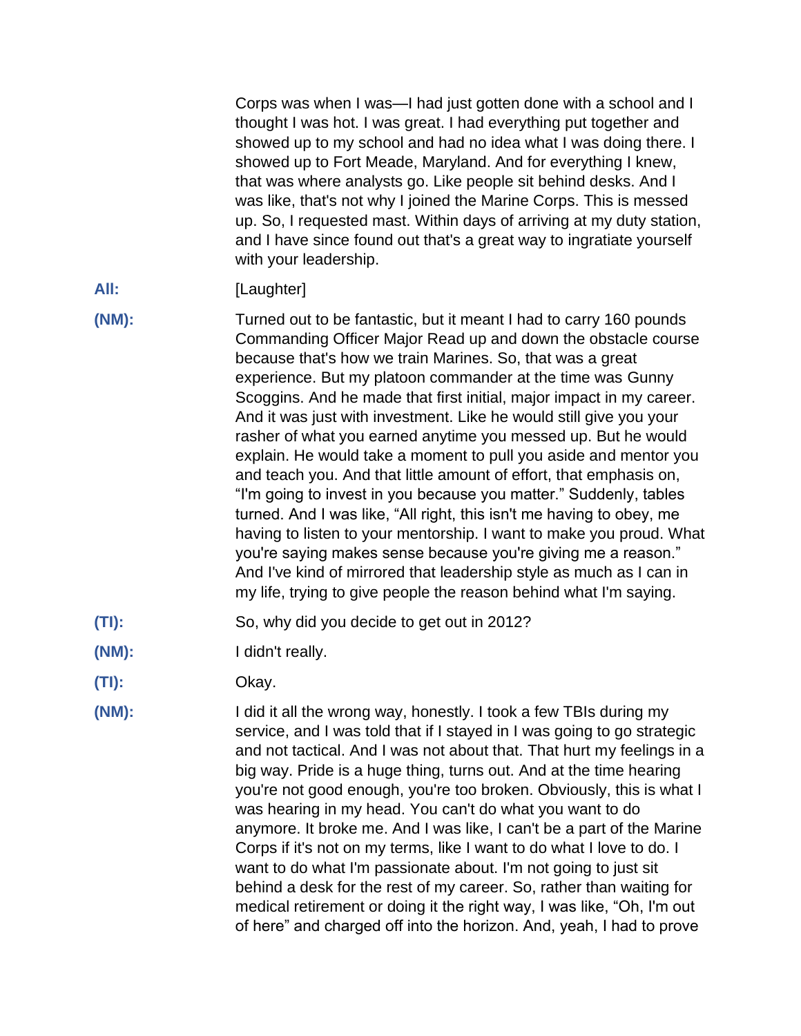Corps was when I was—I had just gotten done with a school and I thought I was hot. I was great. I had everything put together and showed up to my school and had no idea what I was doing there. I showed up to Fort Meade, Maryland. And for everything I knew, that was where analysts go. Like people sit behind desks. And I was like, that's not why I joined the Marine Corps. This is messed up. So, I requested mast. Within days of arriving at my duty station, and I have since found out that's a great way to ingratiate yourself with your leadership.

**All:** [Laughter]

**(NM):** Turned out to be fantastic, but it meant I had to carry 160 pounds Commanding Officer Major Read up and down the obstacle course because that's how we train Marines. So, that was a great experience. But my platoon commander at the time was Gunny Scoggins. And he made that first initial, major impact in my career. And it was just with investment. Like he would still give you your rasher of what you earned anytime you messed up. But he would explain. He would take a moment to pull you aside and mentor you and teach you. And that little amount of effort, that emphasis on, "I'm going to invest in you because you matter." Suddenly, tables turned. And I was like, "All right, this isn't me having to obey, me having to listen to your mentorship. I want to make you proud. What you're saying makes sense because you're giving me a reason." And I've kind of mirrored that leadership style as much as I can in my life, trying to give people the reason behind what I'm saying.

**(TI):** So, why did you decide to get out in 2012?

**(NM):** I didn't really.

**(TI):** Okay.

**(NM):** I did it all the wrong way, honestly. I took a few TBIs during my service, and I was told that if I stayed in I was going to go strategic and not tactical. And I was not about that. That hurt my feelings in a big way. Pride is a huge thing, turns out. And at the time hearing you're not good enough, you're too broken. Obviously, this is what I was hearing in my head. You can't do what you want to do anymore. It broke me. And I was like, I can't be a part of the Marine Corps if it's not on my terms, like I want to do what I love to do. I want to do what I'm passionate about. I'm not going to just sit behind a desk for the rest of my career. So, rather than waiting for medical retirement or doing it the right way, I was like, "Oh, I'm out of here" and charged off into the horizon. And, yeah, I had to prove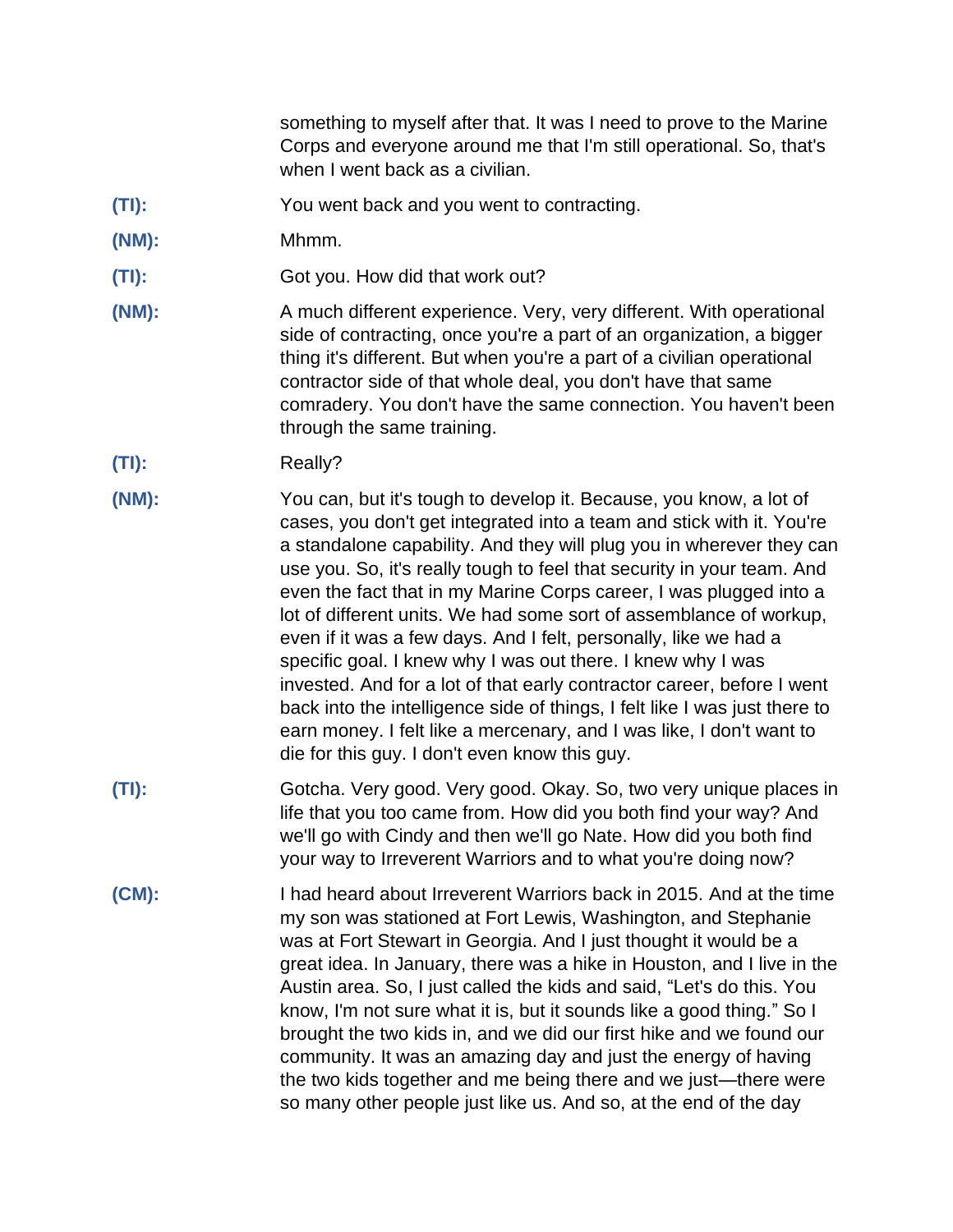something to myself after that. It was I need to prove to the Marine Corps and everyone around me that I'm still operational. So, that's when I went back as a civilian.

**(TI):** You went back and you went to contracting.

**(NM):** Mhmm.

**(TI):** Got you. How did that work out?

**(NM):** A much different experience. Very, very different. With operational side of contracting, once you're a part of an organization, a bigger thing it's different. But when you're a part of a civilian operational contractor side of that whole deal, you don't have that same comradery. You don't have the same connection. You haven't been through the same training.

**(TI):** Really?

**(NM):** You can, but it's tough to develop it. Because, you know, a lot of cases, you don't get integrated into a team and stick with it. You're a standalone capability. And they will plug you in wherever they can use you. So, it's really tough to feel that security in your team. And even the fact that in my Marine Corps career, I was plugged into a lot of different units. We had some sort of assemblance of workup, even if it was a few days. And I felt, personally, like we had a specific goal. I knew why I was out there. I knew why I was invested. And for a lot of that early contractor career, before I went back into the intelligence side of things, I felt like I was just there to earn money. I felt like a mercenary, and I was like, I don't want to die for this guy. I don't even know this guy.

**(TI):** Gotcha. Very good. Very good. Okay. So, two very unique places in life that you too came from. How did you both find your way? And we'll go with Cindy and then we'll go Nate. How did you both find your way to Irreverent Warriors and to what you're doing now?

**(CM):** I had heard about Irreverent Warriors back in 2015. And at the time my son was stationed at Fort Lewis, Washington, and Stephanie was at Fort Stewart in Georgia. And I just thought it would be a great idea. In January, there was a hike in Houston, and I live in the Austin area. So, I just called the kids and said, "Let's do this. You know, I'm not sure what it is, but it sounds like a good thing." So I brought the two kids in, and we did our first hike and we found our community. It was an amazing day and just the energy of having the two kids together and me being there and we just—there were so many other people just like us. And so, at the end of the day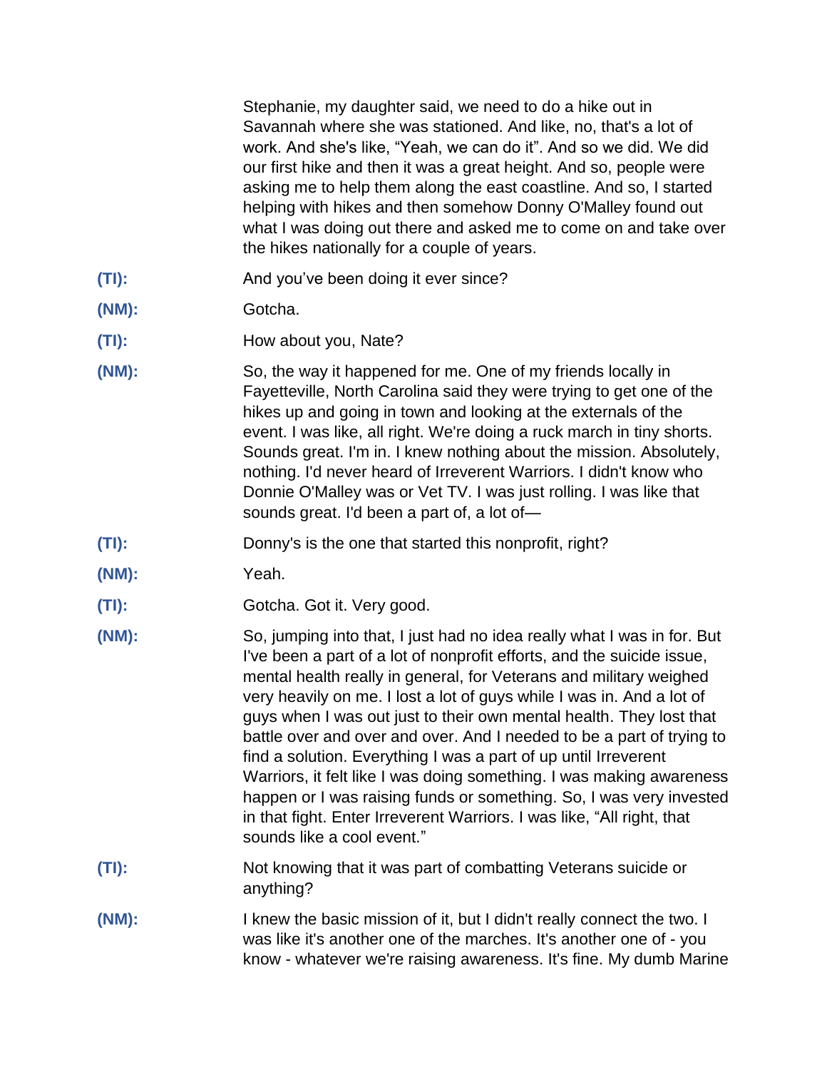Stephanie, my daughter said, we need to do a hike out in Savannah where she was stationed. And like, no, that's a lot of work. And she's like, "Yeah, we can do it". And so we did. We did our first hike and then it was a great height. And so, people were asking me to help them along the east coastline. And so, I started helping with hikes and then somehow Donny O'Malley found out what I was doing out there and asked me to come on and take over the hikes nationally for a couple of years.

**(TI):** And you've been doing it ever since?

**(NM):** Gotcha.

**(TI):** How about you, Nate?

**(NM):** So, the way it happened for me. One of my friends locally in Fayetteville, North Carolina said they were trying to get one of the hikes up and going in town and looking at the externals of the event. I was like, all right. We're doing a ruck march in tiny shorts. Sounds great. I'm in. I knew nothing about the mission. Absolutely, nothing. I'd never heard of Irreverent Warriors. I didn't know who Donnie O'Malley was or Vet TV. I was just rolling. I was like that sounds great. I'd been a part of, a lot of—

**(TI):** Donny's is the one that started this nonprofit, right?

**(NM):** Yeah.

**(TI):** Gotcha. Got it. Very good.

**(NM):** So, jumping into that, I just had no idea really what I was in for. But I've been a part of a lot of nonprofit efforts, and the suicide issue, mental health really in general, for Veterans and military weighed very heavily on me. I lost a lot of guys while I was in. And a lot of guys when I was out just to their own mental health. They lost that battle over and over and over. And I needed to be a part of trying to find a solution. Everything I was a part of up until Irreverent Warriors, it felt like I was doing something. I was making awareness happen or I was raising funds or something. So, I was very invested in that fight. Enter Irreverent Warriors. I was like, "All right, that sounds like a cool event."

**(TI):** Not knowing that it was part of combatting Veterans suicide or anything?

**(NM):** I knew the basic mission of it, but I didn't really connect the two. I was like it's another one of the marches. It's another one of - you know - whatever we're raising awareness. It's fine. My dumb Marine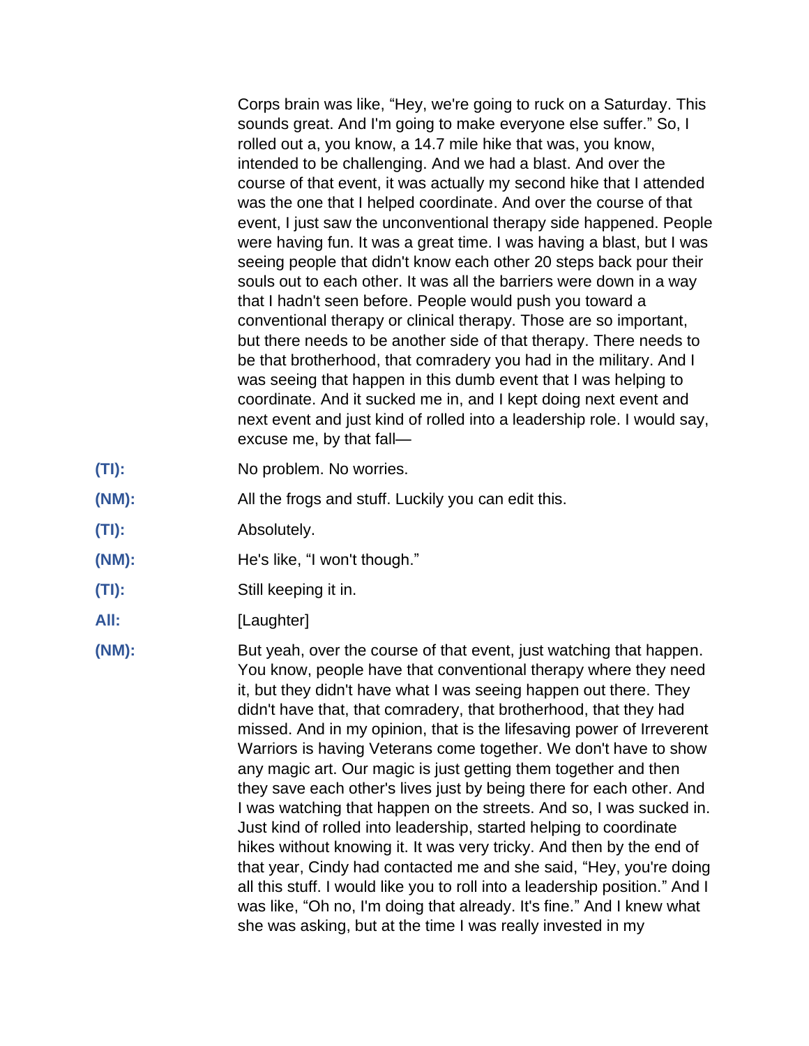Corps brain was like, "Hey, we're going to ruck on a Saturday. This sounds great. And I'm going to make everyone else suffer." So, I rolled out a, you know, a 14.7 mile hike that was, you know, intended to be challenging. And we had a blast. And over the course of that event, it was actually my second hike that I attended was the one that I helped coordinate. And over the course of that event, I just saw the unconventional therapy side happened. People were having fun. It was a great time. I was having a blast, but I was seeing people that didn't know each other 20 steps back pour their souls out to each other. It was all the barriers were down in a way that I hadn't seen before. People would push you toward a conventional therapy or clinical therapy. Those are so important, but there needs to be another side of that therapy. There needs to be that brotherhood, that comradery you had in the military. And I was seeing that happen in this dumb event that I was helping to coordinate. And it sucked me in, and I kept doing next event and next event and just kind of rolled into a leadership role. I would say, excuse me, by that fall—

**(TI):** No problem. No worries.

**(NM):** All the frogs and stuff. Luckily you can edit this.

**(TI):** Absolutely.

**(NM):** He's like, "I won't though."

**(TI):** Still keeping it in.

**All:** [Laughter]

**(NM):** But yeah, over the course of that event, just watching that happen. You know, people have that conventional therapy where they need it, but they didn't have what I was seeing happen out there. They didn't have that, that comradery, that brotherhood, that they had missed. And in my opinion, that is the lifesaving power of Irreverent Warriors is having Veterans come together. We don't have to show any magic art. Our magic is just getting them together and then they save each other's lives just by being there for each other. And I was watching that happen on the streets. And so, I was sucked in. Just kind of rolled into leadership, started helping to coordinate hikes without knowing it. It was very tricky. And then by the end of that year, Cindy had contacted me and she said, "Hey, you're doing all this stuff. I would like you to roll into a leadership position." And I was like, "Oh no, I'm doing that already. It's fine." And I knew what she was asking, but at the time I was really invested in my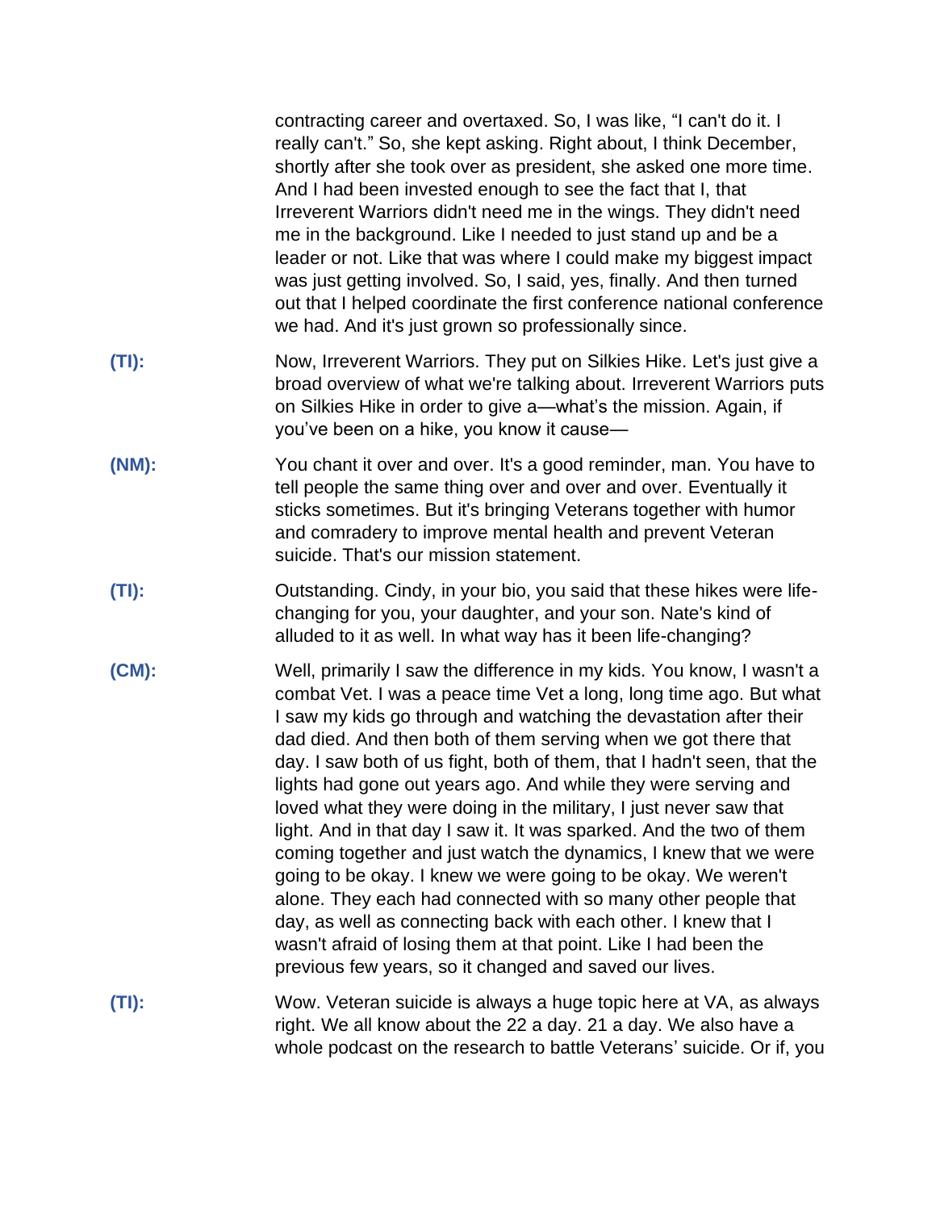contracting career and overtaxed. So, I was like, “I can't do it. I really can't.” So, she kept asking. Right about, I think December, shortly after she took over as president, she asked one more time. And I had been invested enough to see the fact that I, that Irreverent Warriors didn't need me in the wings. They didn't need me in the background. Like I needed to just stand up and be a leader or not. Like that was where I could make my biggest impact was just getting involved. So, I said, yes, finally. And then turned out that I helped coordinate the first conference national conference we had. And it's just grown so professionally since.

**(TI):** Now, Irreverent Warriors. They put on Silkies Hike. Let's just give a broad overview of what we're talking about. Irreverent Warriors puts on Silkies Hike in order to give a—what’s the mission. Again, if you’ve been on a hike, you know it cause—

**(NM):** You chant it over and over. It's a good reminder, man. You have to tell people the same thing over and over and over. Eventually it sticks sometimes. But it's bringing Veterans together with humor and comradery to improve mental health and prevent Veteran suicide. That's our mission statement.

**(TI):** Outstanding. Cindy, in your bio, you said that these hikes were life-changing for you, your daughter, and your son. Nate's kind of alluded to it as well. In what way has it been life-changing?

**(CM):** Well, primarily I saw the difference in my kids. You know, I wasn't a combat Vet. I was a peace time Vet a long, long time ago. But what I saw my kids go through and watching the devastation after their dad died. And then both of them serving when we got there that day. I saw both of us fight, both of them, that I hadn't seen, that the lights had gone out years ago. And while they were serving and loved what they were doing in the military, I just never saw that light. And in that day I saw it. It was sparked. And the two of them coming together and just watch the dynamics, I knew that we were going to be okay. I knew we were going to be okay. We weren't alone. They each had connected with so many other people that day, as well as connecting back with each other. I knew that I wasn't afraid of losing them at that point. Like I had been the previous few years, so it changed and saved our lives.

**(TI):** Wow. Veteran suicide is always a huge topic here at VA, as always right. We all know about the 22 a day. 21 a day. We also have a whole podcast on the research to battle Veterans’ suicide. Or if, you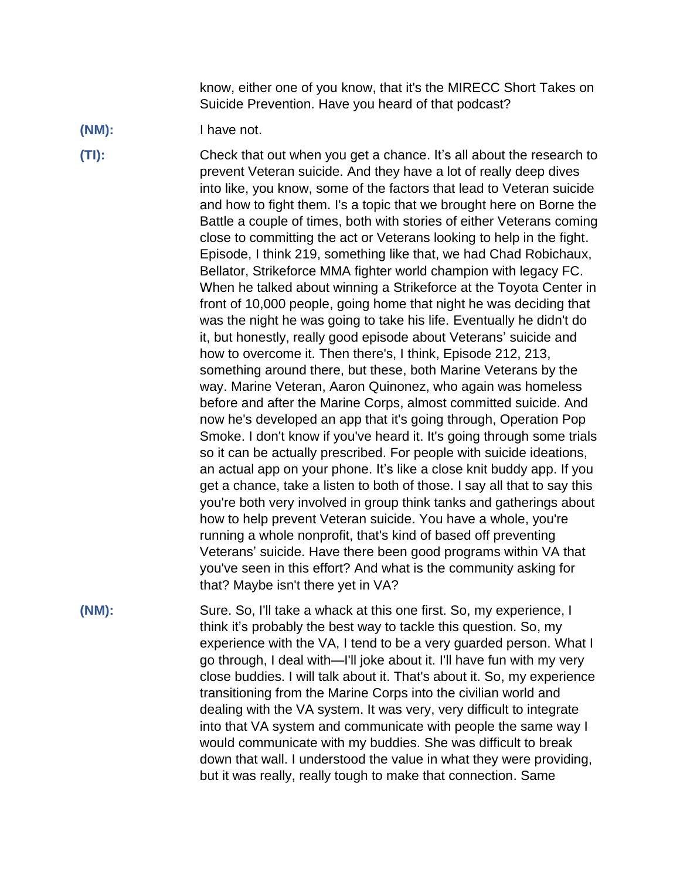know, either one of you know, that it's the MIRECC Short Takes on Suicide Prevention. Have you heard of that podcast?

**(NM):** I have not.

**(TI):** Check that out when you get a chance. It's all about the research to prevent Veteran suicide. And they have a lot of really deep dives into like, you know, some of the factors that lead to Veteran suicide and how to fight them. I's a topic that we brought here on Borne the Battle a couple of times, both with stories of either Veterans coming close to committing the act or Veterans looking to help in the fight. Episode, I think 219, something like that, we had Chad Robichaux, Bellator, Strikeforce MMA fighter world champion with legacy FC. When he talked about winning a Strikeforce at the Toyota Center in front of 10,000 people, going home that night he was deciding that was the night he was going to take his life. Eventually he didn't do it, but honestly, really good episode about Veterans' suicide and how to overcome it. Then there's, I think, Episode 212, 213, something around there, but these, both Marine Veterans by the way. Marine Veteran, Aaron Quinonez, who again was homeless before and after the Marine Corps, almost committed suicide. And now he's developed an app that it's going through, Operation Pop Smoke. I don't know if you've heard it. It's going through some trials so it can be actually prescribed. For people with suicide ideations, an actual app on your phone. It's like a close knit buddy app. If you get a chance, take a listen to both of those. I say all that to say this you're both very involved in group think tanks and gatherings about how to help prevent Veteran suicide. You have a whole, you're running a whole nonprofit, that's kind of based off preventing Veterans' suicide. Have there been good programs within VA that you've seen in this effort? And what is the community asking for that? Maybe isn't there yet in VA?

**(NM):** Sure. So, I'll take a whack at this one first. So, my experience, I think it's probably the best way to tackle this question. So, my experience with the VA, I tend to be a very guarded person. What I go through, I deal with—I'll joke about it. I'll have fun with my very close buddies. I will talk about it. That's about it. So, my experience transitioning from the Marine Corps into the civilian world and dealing with the VA system. It was very, very difficult to integrate into that VA system and communicate with people the same way I would communicate with my buddies. She was difficult to break down that wall. I understood the value in what they were providing, but it was really, really tough to make that connection. Same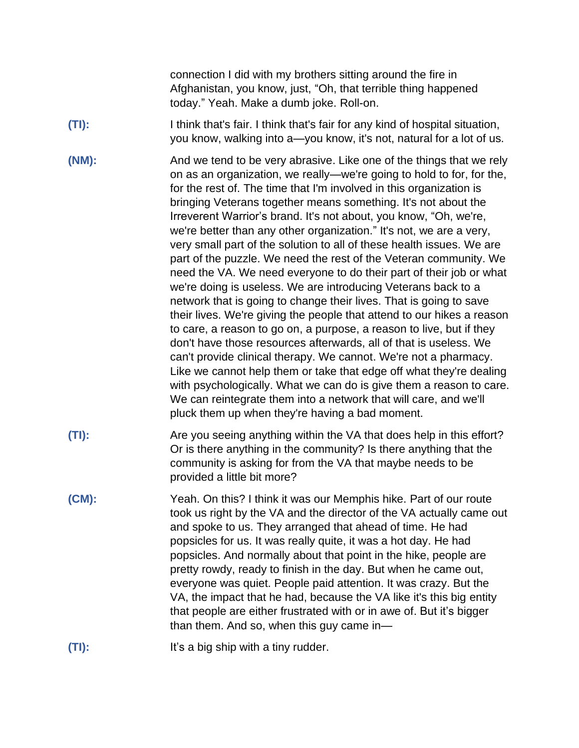connection I did with my brothers sitting around the fire in Afghanistan, you know, just, "Oh, that terrible thing happened today." Yeah. Make a dumb joke. Roll-on.

**(TI):** I think that's fair. I think that's fair for any kind of hospital situation, you know, walking into a—you know, it's not, natural for a lot of us.

**(NM):** And we tend to be very abrasive. Like one of the things that we rely on as an organization, we really—we're going to hold to for, for the, for the rest of. The time that I'm involved in this organization is bringing Veterans together means something. It's not about the Irreverent Warrior's brand. It's not about, you know, "Oh, we're, we're better than any other organization." It's not, we are a very, very small part of the solution to all of these health issues. We are part of the puzzle. We need the rest of the Veteran community. We need the VA. We need everyone to do their part of their job or what we're doing is useless. We are introducing Veterans back to a network that is going to change their lives. That is going to save their lives. We're giving the people that attend to our hikes a reason to care, a reason to go on, a purpose, a reason to live, but if they don't have those resources afterwards, all of that is useless. We can't provide clinical therapy. We cannot. We're not a pharmacy. Like we cannot help them or take that edge off what they're dealing with psychologically. What we can do is give them a reason to care. We can reintegrate them into a network that will care, and we'll pluck them up when they're having a bad moment.

**(TI):** Are you seeing anything within the VA that does help in this effort? Or is there anything in the community? Is there anything that the community is asking for from the VA that maybe needs to be provided a little bit more?

**(CM):** Yeah. On this? I think it was our Memphis hike. Part of our route took us right by the VA and the director of the VA actually came out and spoke to us. They arranged that ahead of time. He had popsicles for us. It was really quite, it was a hot day. He had popsicles. And normally about that point in the hike, people are pretty rowdy, ready to finish in the day. But when he came out, everyone was quiet. People paid attention. It was crazy. But the VA, the impact that he had, because the VA like it's this big entity that people are either frustrated with or in awe of. But it's bigger than them. And so, when this guy came in—

**(TI):** It's a big ship with a tiny rudder.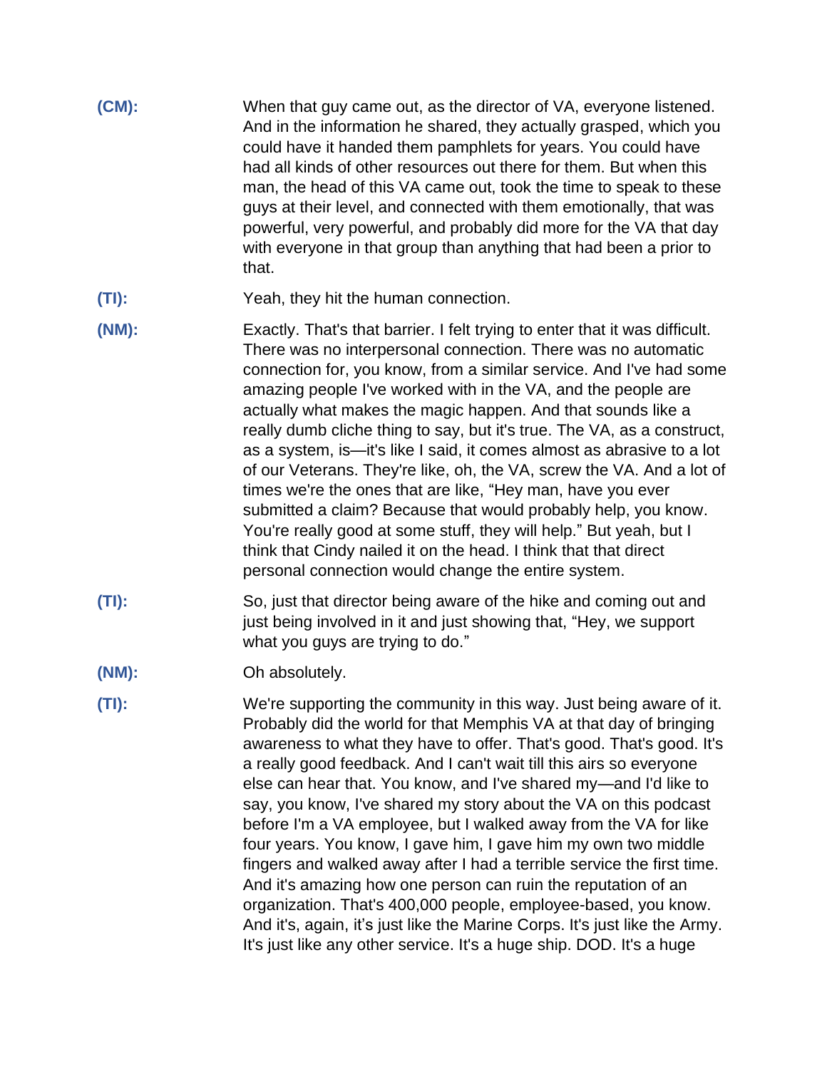**(CM):** When that guy came out, as the director of VA, everyone listened. And in the information he shared, they actually grasped, which you could have it handed them pamphlets for years. You could have had all kinds of other resources out there for them. But when this man, the head of this VA came out, took the time to speak to these guys at their level, and connected with them emotionally, that was powerful, very powerful, and probably did more for the VA that day with everyone in that group than anything that had been a prior to that.

**(TI):** Yeah, they hit the human connection.

**(NM):** Exactly. That's that barrier. I felt trying to enter that it was difficult. There was no interpersonal connection. There was no automatic connection for, you know, from a similar service. And I've had some amazing people I've worked with in the VA, and the people are actually what makes the magic happen. And that sounds like a really dumb cliche thing to say, but it's true. The VA, as a construct, as a system, is—it's like I said, it comes almost as abrasive to a lot of our Veterans. They're like, oh, the VA, screw the VA. And a lot of times we're the ones that are like, "Hey man, have you ever submitted a claim? Because that would probably help, you know. You're really good at some stuff, they will help." But yeah, but I think that Cindy nailed it on the head. I think that that direct personal connection would change the entire system.

**(TI):** So, just that director being aware of the hike and coming out and just being involved in it and just showing that, "Hey, we support what you guys are trying to do."

**(NM):** Oh absolutely.

**(TI):** We're supporting the community in this way. Just being aware of it. Probably did the world for that Memphis VA at that day of bringing awareness to what they have to offer. That's good. That's good. It's a really good feedback. And I can't wait till this airs so everyone else can hear that. You know, and I've shared my—and I'd like to say, you know, I've shared my story about the VA on this podcast before I'm a VA employee, but I walked away from the VA for like four years. You know, I gave him, I gave him my own two middle fingers and walked away after I had a terrible service the first time. And it's amazing how one person can ruin the reputation of an organization. That's 400,000 people, employee-based, you know. And it's, again, it's just like the Marine Corps. It's just like the Army. It's just like any other service. It's a huge ship. DOD. It's a huge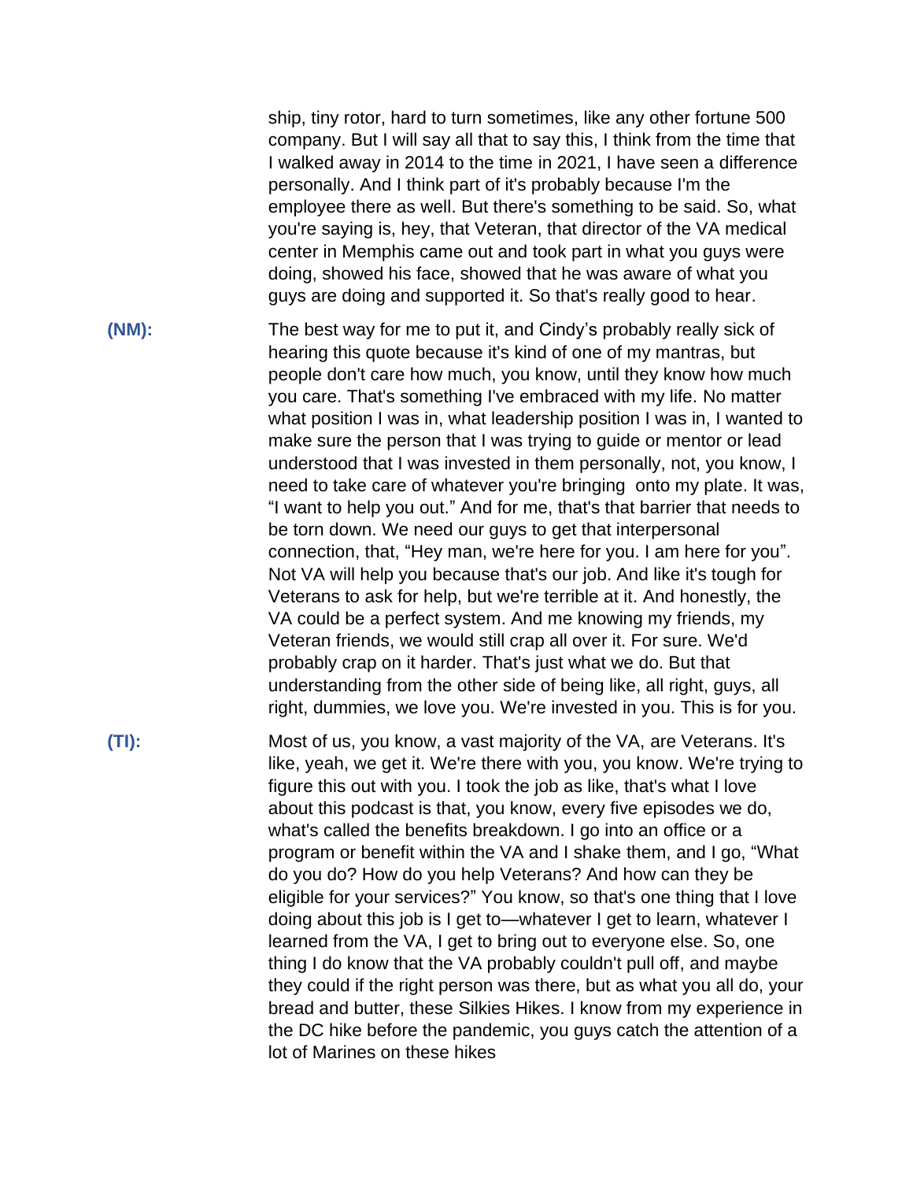ship, tiny rotor, hard to turn sometimes, like any other fortune 500 company. But I will say all that to say this, I think from the time that I walked away in 2014 to the time in 2021, I have seen a difference personally. And I think part of it's probably because I'm the employee there as well. But there's something to be said. So, what you're saying is, hey, that Veteran, that director of the VA medical center in Memphis came out and took part in what you guys were doing, showed his face, showed that he was aware of what you guys are doing and supported it. So that's really good to hear.

**(NM):** The best way for me to put it, and Cindy's probably really sick of hearing this quote because it's kind of one of my mantras, but people don't care how much, you know, until they know how much you care. That's something I've embraced with my life. No matter what position I was in, what leadership position I was in, I wanted to make sure the person that I was trying to guide or mentor or lead understood that I was invested in them personally, not, you know, I need to take care of whatever you're bringing onto my plate. It was, "I want to help you out." And for me, that's that barrier that needs to be torn down. We need our guys to get that interpersonal connection, that, "Hey man, we're here for you. I am here for you". Not VA will help you because that's our job. And like it's tough for Veterans to ask for help, but we're terrible at it. And honestly, the VA could be a perfect system. And me knowing my friends, my Veteran friends, we would still crap all over it. For sure. We'd probably crap on it harder. That's just what we do. But that understanding from the other side of being like, all right, guys, all right, dummies, we love you. We're invested in you. This is for you.

**(TI):** Most of us, you know, a vast majority of the VA, are Veterans. It's like, yeah, we get it. We're there with you, you know. We're trying to figure this out with you. I took the job as like, that's what I love about this podcast is that, you know, every five episodes we do, what's called the benefits breakdown. I go into an office or a program or benefit within the VA and I shake them, and I go, "What do you do? How do you help Veterans? And how can they be eligible for your services?" You know, so that's one thing that I love doing about this job is I get to—whatever I get to learn, whatever I learned from the VA, I get to bring out to everyone else. So, one thing I do know that the VA probably couldn't pull off, and maybe they could if the right person was there, but as what you all do, your bread and butter, these Silkies Hikes. I know from my experience in the DC hike before the pandemic, you guys catch the attention of a lot of Marines on these hikes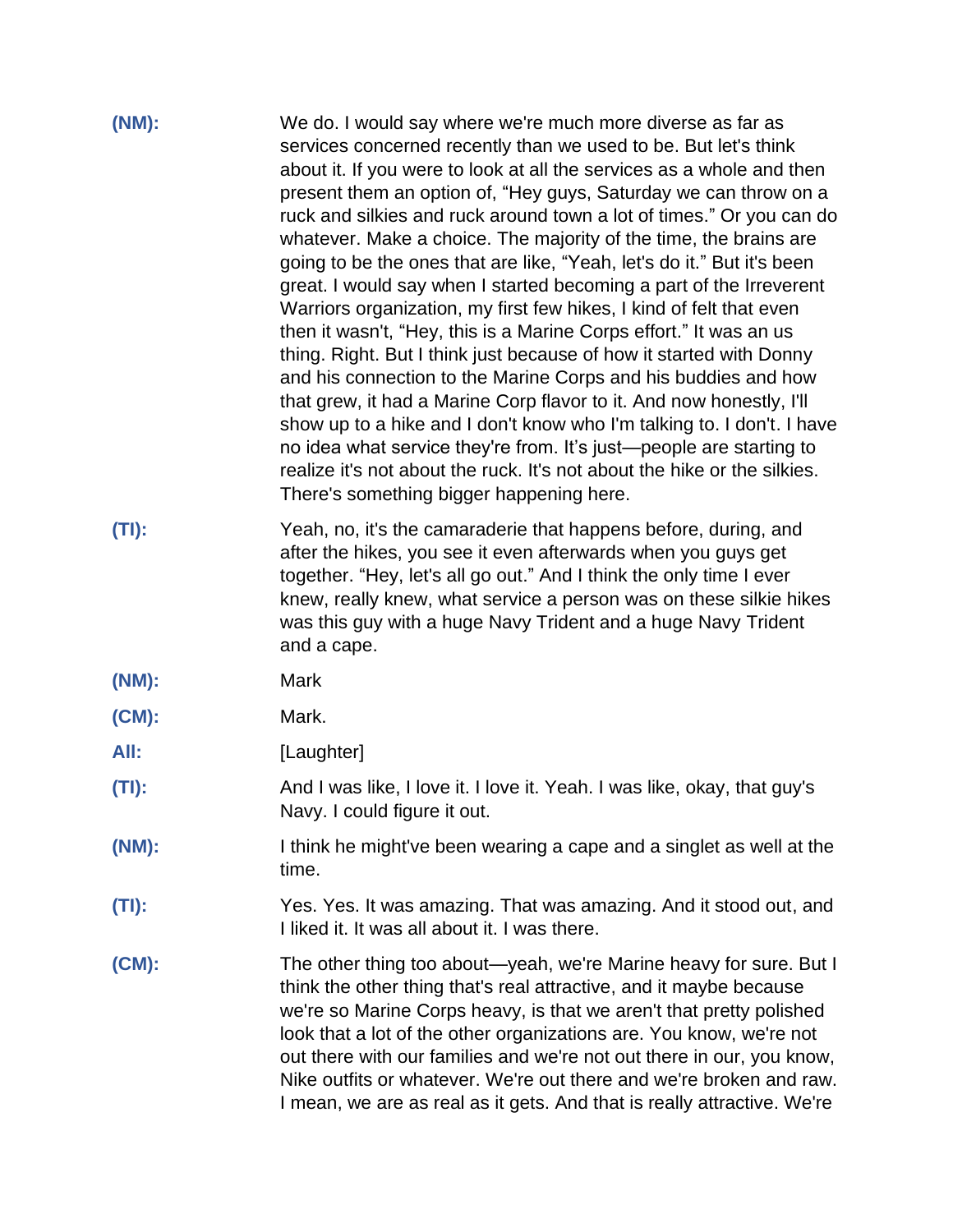**(NM):** We do. I would say where we're much more diverse as far as services concerned recently than we used to be. But let's think about it. If you were to look at all the services as a whole and then present them an option of, "Hey guys, Saturday we can throw on a ruck and silkies and ruck around town a lot of times." Or you can do whatever. Make a choice. The majority of the time, the brains are going to be the ones that are like, "Yeah, let's do it." But it's been great. I would say when I started becoming a part of the Irreverent Warriors organization, my first few hikes, I kind of felt that even then it wasn't, "Hey, this is a Marine Corps effort." It was an us thing. Right. But I think just because of how it started with Donny and his connection to the Marine Corps and his buddies and how that grew, it had a Marine Corp flavor to it. And now honestly, I'll show up to a hike and I don't know who I'm talking to. I don't. I have no idea what service they're from. It's just—people are starting to realize it's not about the ruck. It's not about the hike or the silkies. There's something bigger happening here.

**(TI):** Yeah, no, it's the camaraderie that happens before, during, and after the hikes, you see it even afterwards when you guys get together. "Hey, let's all go out." And I think the only time I ever knew, really knew, what service a person was on these silkie hikes was this guy with a huge Navy Trident and a huge Navy Trident and a cape.

**(NM):** Mark

**(CM):** Mark.

**All:** [Laughter]

**(TI):** And I was like, I love it. I love it. Yeah. I was like, okay, that guy's Navy. I could figure it out.

**(NM):** I think he might've been wearing a cape and a singlet as well at the time.

**(TI):** Yes. Yes. It was amazing. That was amazing. And it stood out, and I liked it. It was all about it. I was there.

**(CM):** The other thing too about—yeah, we're Marine heavy for sure. But I think the other thing that's real attractive, and it maybe because we're so Marine Corps heavy, is that we aren't that pretty polished look that a lot of the other organizations are. You know, we're not out there with our families and we're not out there in our, you know, Nike outfits or whatever. We're out there and we're broken and raw. I mean, we are as real as it gets. And that is really attractive. We're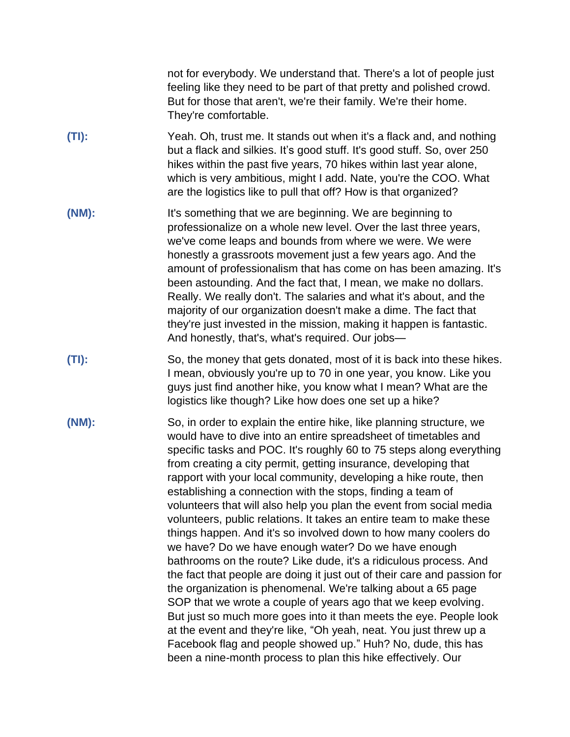not for everybody. We understand that. There's a lot of people just feeling like they need to be part of that pretty and polished crowd. But for those that aren't, we're their family. We're their home. They're comfortable.

**(TI):** Yeah. Oh, trust me. It stands out when it's a flack and, and nothing but a flack and silkies. It's good stuff. It's good stuff. So, over 250 hikes within the past five years, 70 hikes within last year alone, which is very ambitious, might I add. Nate, you're the COO. What are the logistics like to pull that off? How is that organized?

**(NM):** It's something that we are beginning. We are beginning to professionalize on a whole new level. Over the last three years, we've come leaps and bounds from where we were. We were honestly a grassroots movement just a few years ago. And the amount of professionalism that has come on has been amazing. It's been astounding. And the fact that, I mean, we make no dollars. Really. We really don't. The salaries and what it's about, and the majority of our organization doesn't make a dime. The fact that they're just invested in the mission, making it happen is fantastic. And honestly, that's, what's required. Our jobs—

**(TI):** So, the money that gets donated, most of it is back into these hikes. I mean, obviously you're up to 70 in one year, you know. Like you guys just find another hike, you know what I mean? What are the logistics like though? Like how does one set up a hike?

**(NM):** So, in order to explain the entire hike, like planning structure, we would have to dive into an entire spreadsheet of timetables and specific tasks and POC. It's roughly 60 to 75 steps along everything from creating a city permit, getting insurance, developing that rapport with your local community, developing a hike route, then establishing a connection with the stops, finding a team of volunteers that will also help you plan the event from social media volunteers, public relations. It takes an entire team to make these things happen. And it's so involved down to how many coolers do we have? Do we have enough water? Do we have enough bathrooms on the route? Like dude, it's a ridiculous process. And the fact that people are doing it just out of their care and passion for the organization is phenomenal. We're talking about a 65 page SOP that we wrote a couple of years ago that we keep evolving. But just so much more goes into it than meets the eye. People look at the event and they're like, "Oh yeah, neat. You just threw up a Facebook flag and people showed up." Huh? No, dude, this has been a nine-month process to plan this hike effectively. Our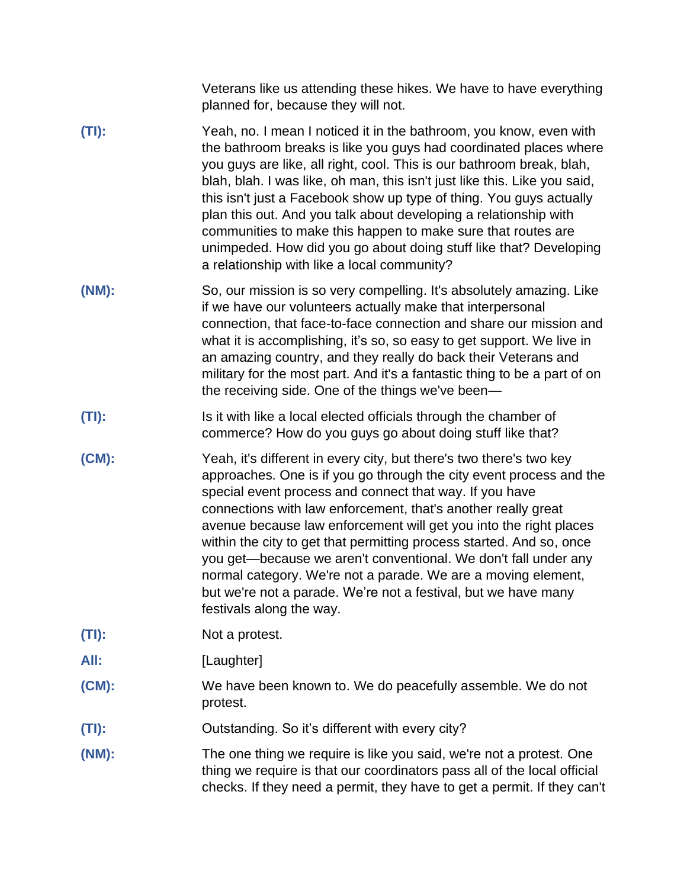Veterans like us attending these hikes. We have to have everything planned for, because they will not.

**(TI):** Yeah, no. I mean I noticed it in the bathroom, you know, even with the bathroom breaks is like you guys had coordinated places where you guys are like, all right, cool. This is our bathroom break, blah, blah, blah. I was like, oh man, this isn't just like this. Like you said, this isn't just a Facebook show up type of thing. You guys actually plan this out. And you talk about developing a relationship with communities to make this happen to make sure that routes are unimpeded. How did you go about doing stuff like that? Developing a relationship with like a local community?

**(NM):** So, our mission is so very compelling. It's absolutely amazing. Like if we have our volunteers actually make that interpersonal connection, that face-to-face connection and share our mission and what it is accomplishing, it's so, so easy to get support. We live in an amazing country, and they really do back their Veterans and military for the most part. And it's a fantastic thing to be a part of on the receiving side. One of the things we've been—

**(TI):** Is it with like a local elected officials through the chamber of commerce? How do you guys go about doing stuff like that?

**(CM):** Yeah, it's different in every city, but there's two there's two key approaches. One is if you go through the city event process and the special event process and connect that way. If you have connections with law enforcement, that's another really great avenue because law enforcement will get you into the right places within the city to get that permitting process started. And so, once you get—because we aren't conventional. We don't fall under any normal category. We're not a parade. We are a moving element, but we're not a parade. We're not a festival, but we have many festivals along the way.

**(TI):** Not a protest.

**All:** [Laughter]

**(CM):** We have been known to. We do peacefully assemble. We do not protest.

**(TI):** Outstanding. So it's different with every city?

**(NM):** The one thing we require is like you said, we're not a protest. One thing we require is that our coordinators pass all of the local official checks. If they need a permit, they have to get a permit. If they can't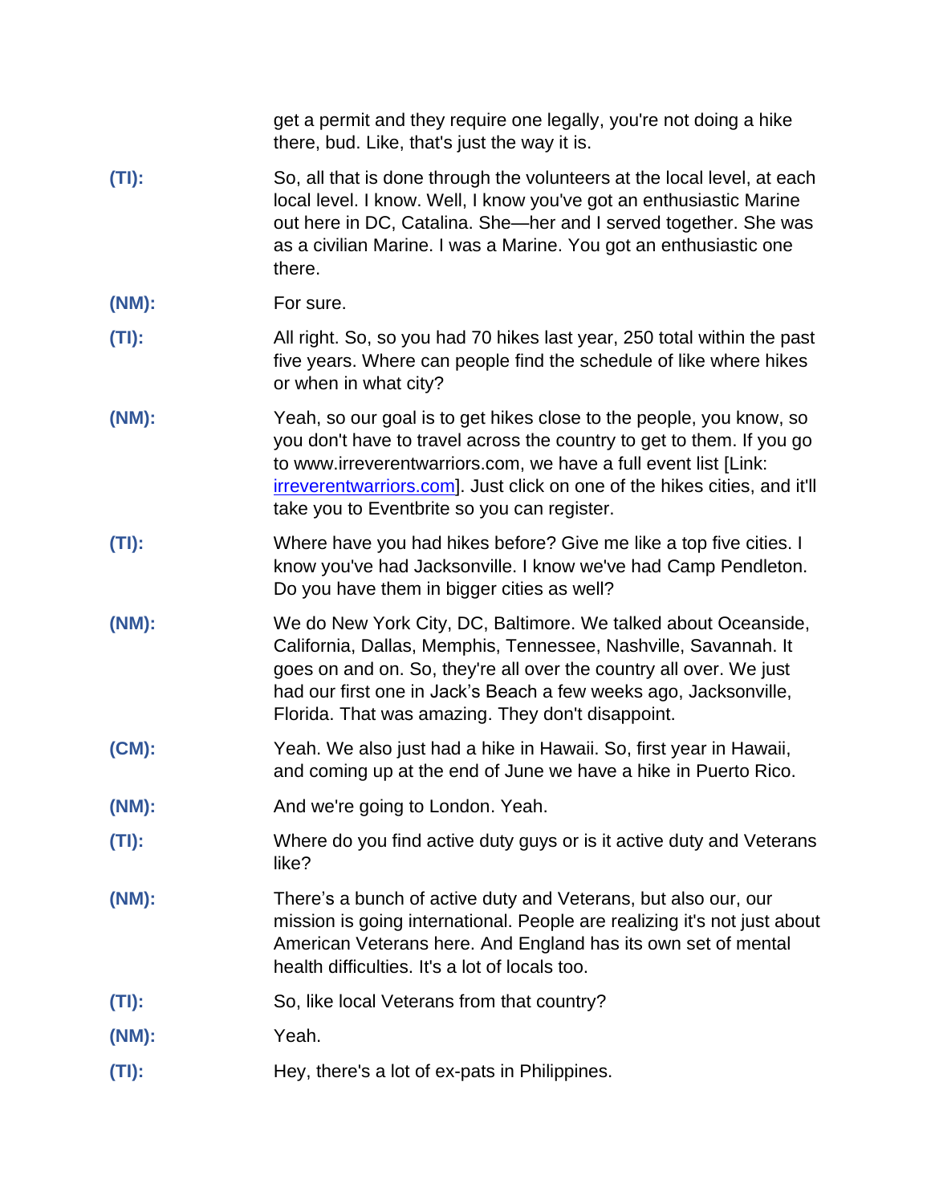get a permit and they require one legally, you're not doing a hike there, bud. Like, that's just the way it is.

**(TI):** So, all that is done through the volunteers at the local level, at each local level. I know. Well, I know you've got an enthusiastic Marine out here in DC, Catalina. She—her and I served together. She was as a civilian Marine. I was a Marine. You got an enthusiastic one there.

**(NM):** For sure.

**(TI):** All right. So, so you had 70 hikes last year, 250 total within the past five years. Where can people find the schedule of like where hikes or when in what city?

**(NM):** Yeah, so our goal is to get hikes close to the people, you know, so you don't have to travel across the country to get to them. If you go to www.irreverentwarriors.com, we have a full event list [Link: [irreverentwarriors.com](http://irreverentwarriors.com)]. Just click on one of the hikes cities, and it'll take you to Eventbrite so you can register.

**(TI):** Where have you had hikes before? Give me like a top five cities. I know you've had Jacksonville. I know we've had Camp Pendleton. Do you have them in bigger cities as well?

**(NM):** We do New York City, DC, Baltimore. We talked about Oceanside, California, Dallas, Memphis, Tennessee, Nashville, Savannah. It goes on and on. So, they're all over the country all over. We just had our first one in Jack's Beach a few weeks ago, Jacksonville, Florida. That was amazing. They don't disappoint.

**(CM):** Yeah. We also just had a hike in Hawaii. So, first year in Hawaii, and coming up at the end of June we have a hike in Puerto Rico.

**(NM):** And we're going to London. Yeah.

**(TI):** Where do you find active duty guys or is it active duty and Veterans like?

**(NM):** There's a bunch of active duty and Veterans, but also our, our mission is going international. People are realizing it's not just about American Veterans here. And England has its own set of mental health difficulties. It's a lot of locals too.

**(TI):** So, like local Veterans from that country?

**(NM):** Yeah.

**(TI):** Hey, there's a lot of ex-pats in Philippines.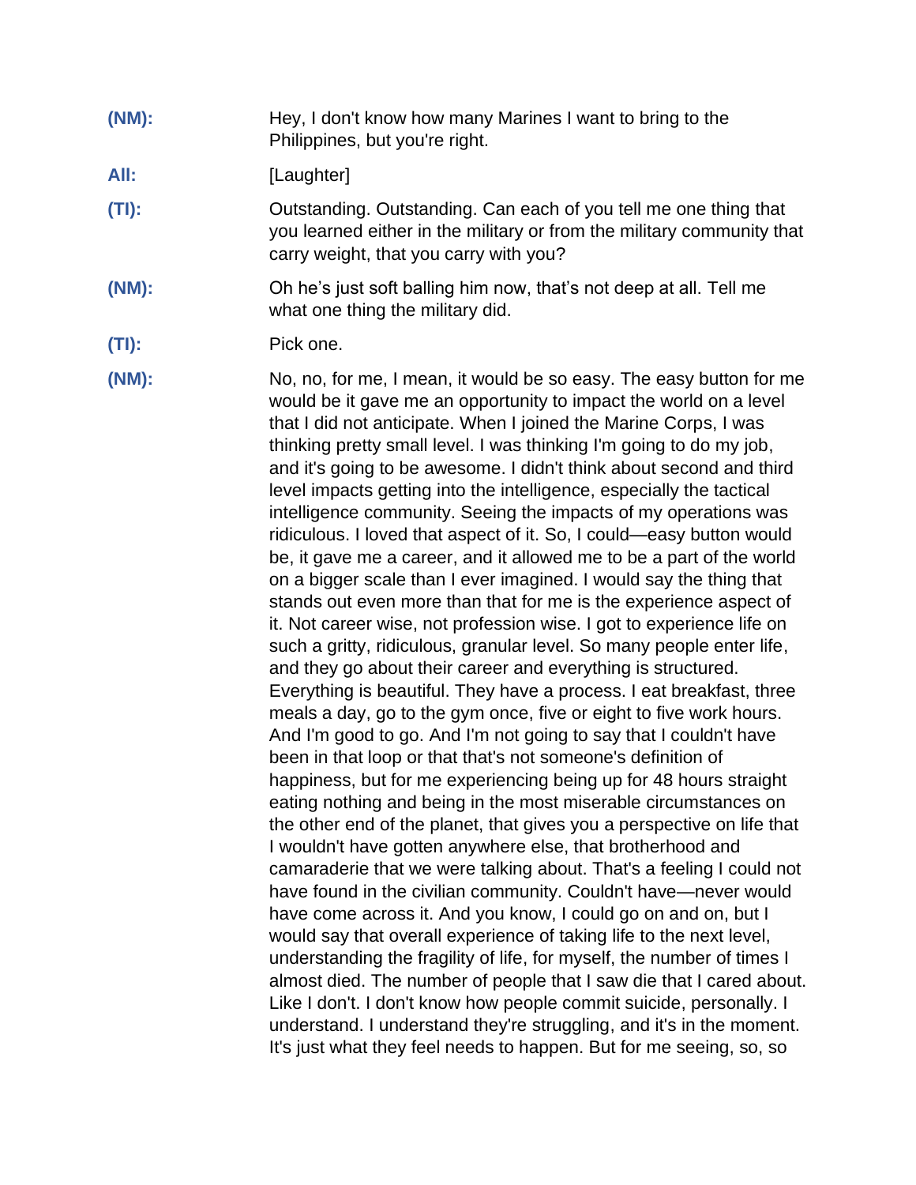**(NM):** Hey, I don't know how many Marines I want to bring to the Philippines, but you're right.

**All:** [Laughter]

**(TI):** Outstanding. Outstanding. Can each of you tell me one thing that you learned either in the military or from the military community that carry weight, that you carry with you?

**(NM):** Oh he's just soft balling him now, that's not deep at all. Tell me what one thing the military did.

**(TI):** Pick one.

**(NM):** No, no, for me, I mean, it would be so easy. The easy button for me would be it gave me an opportunity to impact the world on a level that I did not anticipate. When I joined the Marine Corps, I was thinking pretty small level. I was thinking I'm going to do my job, and it's going to be awesome. I didn't think about second and third level impacts getting into the intelligence, especially the tactical intelligence community. Seeing the impacts of my operations was ridiculous. I loved that aspect of it. So, I could—easy button would be, it gave me a career, and it allowed me to be a part of the world on a bigger scale than I ever imagined. I would say the thing that stands out even more than that for me is the experience aspect of it. Not career wise, not profession wise. I got to experience life on such a gritty, ridiculous, granular level. So many people enter life, and they go about their career and everything is structured. Everything is beautiful. They have a process. I eat breakfast, three meals a day, go to the gym once, five or eight to five work hours. And I'm good to go. And I'm not going to say that I couldn't have been in that loop or that that's not someone's definition of happiness, but for me experiencing being up for 48 hours straight eating nothing and being in the most miserable circumstances on the other end of the planet, that gives you a perspective on life that I wouldn't have gotten anywhere else, that brotherhood and camaraderie that we were talking about. That's a feeling I could not have found in the civilian community. Couldn't have—never would have come across it. And you know, I could go on and on, but I would say that overall experience of taking life to the next level, understanding the fragility of life, for myself, the number of times I almost died. The number of people that I saw die that I cared about. Like I don't. I don't know how people commit suicide, personally. I understand. I understand they're struggling, and it's in the moment. It's just what they feel needs to happen. But for me seeing, so, so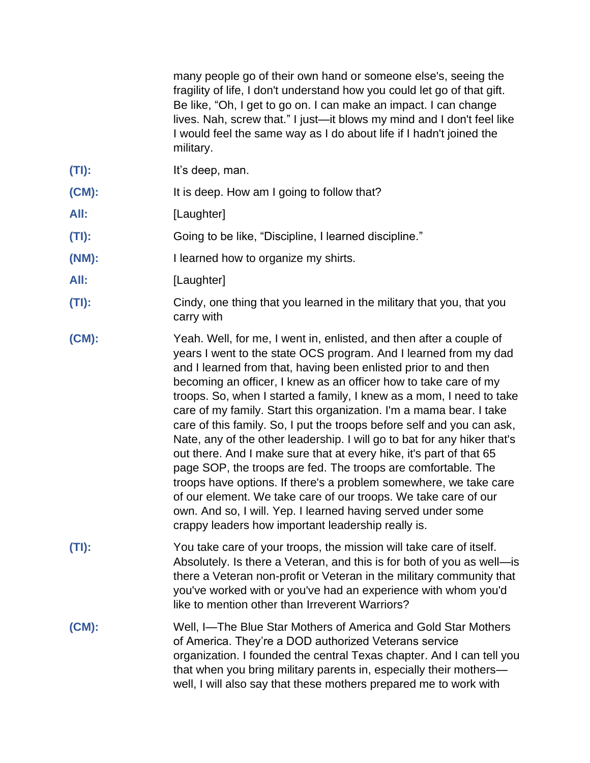many people go of their own hand or someone else's, seeing the fragility of life, I don't understand how you could let go of that gift. Be like, "Oh, I get to go on. I can make an impact. I can change lives. Nah, screw that." I just—it blows my mind and I don't feel like I would feel the same way as I do about life if I hadn't joined the military.

**(TI):** It's deep, man.

**(CM):** It is deep. How am I going to follow that?

**All:** [Laughter]

**(TI):** Going to be like, "Discipline, I learned discipline."

**(NM):** I learned how to organize my shirts.

**All:** [Laughter]

**(TI):** Cindy, one thing that you learned in the military that you, that you carry with

**(CM):** Yeah. Well, for me, I went in, enlisted, and then after a couple of years I went to the state OCS program. And I learned from my dad and I learned from that, having been enlisted prior to and then becoming an officer, I knew as an officer how to take care of my troops. So, when I started a family, I knew as a mom, I need to take care of my family. Start this organization. I'm a mama bear. I take care of this family. So, I put the troops before self and you can ask, Nate, any of the other leadership. I will go to bat for any hiker that's out there. And I make sure that at every hike, it's part of that 65 page SOP, the troops are fed. The troops are comfortable. The troops have options. If there's a problem somewhere, we take care of our element. We take care of our troops. We take care of our own. And so, I will. Yep. I learned having served under some crappy leaders how important leadership really is.

**(TI):** You take care of your troops, the mission will take care of itself. Absolutely. Is there a Veteran, and this is for both of you as well—is there a Veteran non-profit or Veteran in the military community that you've worked with or you've had an experience with whom you'd like to mention other than Irreverent Warriors?

**(CM):** Well, I—The Blue Star Mothers of America and Gold Star Mothers of America. They're a DOD authorized Veterans service organization. I founded the central Texas chapter. And I can tell you that when you bring military parents in, especially their mothers—well, I will also say that these mothers prepared me to work with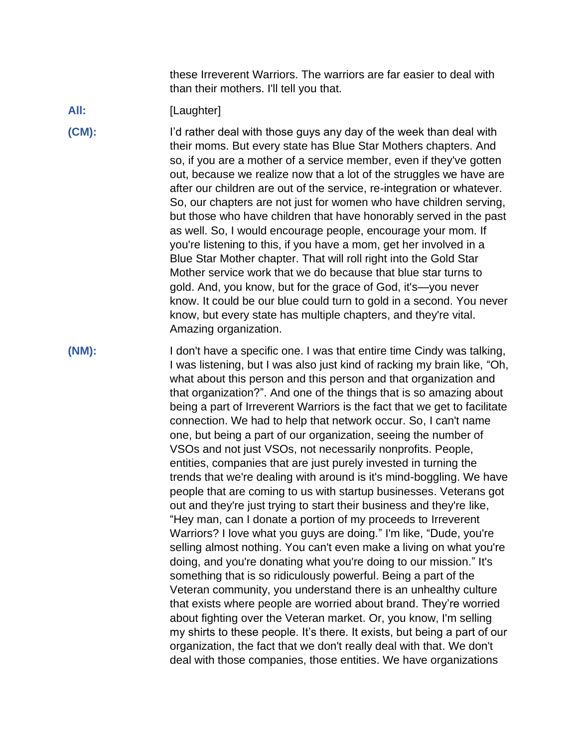these Irreverent Warriors. The warriors are far easier to deal with than their mothers. I'll tell you that.

**All:** [Laughter]

**(CM):** I'd rather deal with those guys any day of the week than deal with their moms. But every state has Blue Star Mothers chapters. And so, if you are a mother of a service member, even if they've gotten out, because we realize now that a lot of the struggles we have are after our children are out of the service, re-integration or whatever. So, our chapters are not just for women who have children serving, but those who have children that have honorably served in the past as well. So, I would encourage people, encourage your mom. If you're listening to this, if you have a mom, get her involved in a Blue Star Mother chapter. That will roll right into the Gold Star Mother service work that we do because that blue star turns to gold. And, you know, but for the grace of God, it's—you never know. It could be our blue could turn to gold in a second. You never know, but every state has multiple chapters, and they're vital. Amazing organization.

**(NM):** I don't have a specific one. I was that entire time Cindy was talking, I was listening, but I was also just kind of racking my brain like, "Oh, what about this person and this person and that organization and that organization?". And one of the things that is so amazing about being a part of Irreverent Warriors is the fact that we get to facilitate connection. We had to help that network occur. So, I can't name one, but being a part of our organization, seeing the number of VSOs and not just VSOs, not necessarily nonprofits. People, entities, companies that are just purely invested in turning the trends that we're dealing with around is it's mind-boggling. We have people that are coming to us with startup businesses. Veterans got out and they're just trying to start their business and they're like, "Hey man, can I donate a portion of my proceeds to Irreverent Warriors? I love what you guys are doing." I'm like, "Dude, you're selling almost nothing. You can't even make a living on what you're doing, and you're donating what you're doing to our mission." It's something that is so ridiculously powerful. Being a part of the Veteran community, you understand there is an unhealthy culture that exists where people are worried about brand. They're worried about fighting over the Veteran market. Or, you know, I'm selling my shirts to these people. It's there. It exists, but being a part of our organization, the fact that we don't really deal with that. We don't deal with those companies, those entities. We have organizations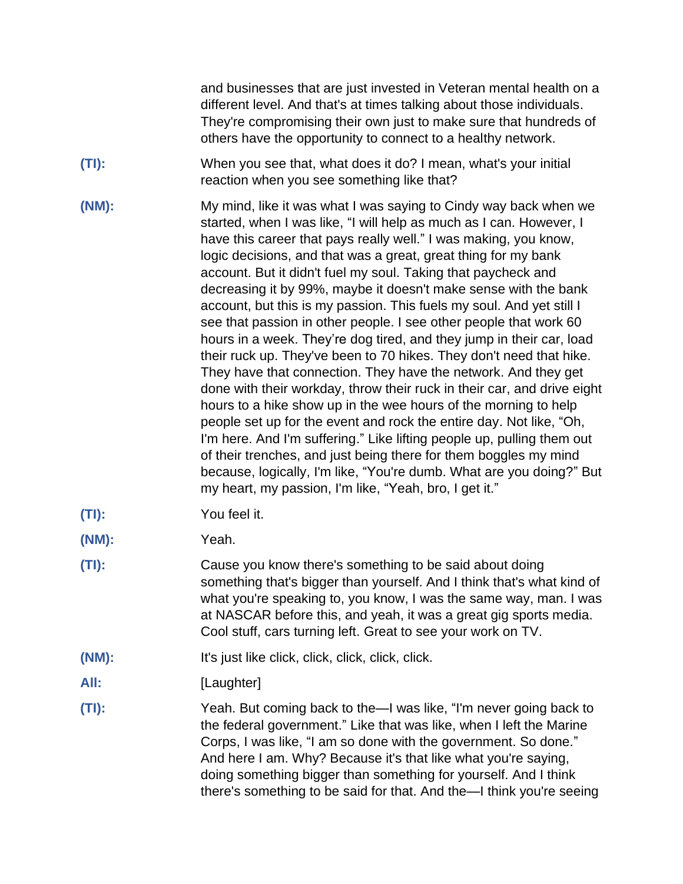and businesses that are just invested in Veteran mental health on a different level. And that's at times talking about those individuals. They're compromising their own just to make sure that hundreds of others have the opportunity to connect to a healthy network.

**(TI):** When you see that, what does it do? I mean, what's your initial reaction when you see something like that?

**(NM):** My mind, like it was what I was saying to Cindy way back when we started, when I was like, "I will help as much as I can. However, I have this career that pays really well." I was making, you know, logic decisions, and that was a great, great thing for my bank account. But it didn't fuel my soul. Taking that paycheck and decreasing it by 99%, maybe it doesn't make sense with the bank account, but this is my passion. This fuels my soul. And yet still I see that passion in other people. I see other people that work 60 hours in a week. They're dog tired, and they jump in their car, load their ruck up. They've been to 70 hikes. They don't need that hike. They have that connection. They have the network. And they get done with their workday, throw their ruck in their car, and drive eight hours to a hike show up in the wee hours of the morning to help people set up for the event and rock the entire day. Not like, "Oh, I'm here. And I'm suffering." Like lifting people up, pulling them out of their trenches, and just being there for them boggles my mind because, logically, I'm like, "You're dumb. What are you doing?" But my heart, my passion, I'm like, "Yeah, bro, I get it."

**(TI):** You feel it.

**(NM):** Yeah.

**(TI):** Cause you know there's something to be said about doing something that's bigger than yourself. And I think that's what kind of what you're speaking to, you know, I was the same way, man. I was at NASCAR before this, and yeah, it was a great gig sports media. Cool stuff, cars turning left. Great to see your work on TV.

**(NM):** It's just like click, click, click, click, click.

**All:** [Laughter]

**(TI):** Yeah. But coming back to the—I was like, "I'm never going back to the federal government." Like that was like, when I left the Marine Corps, I was like, "I am so done with the government. So done." And here I am. Why? Because it's that like what you're saying, doing something bigger than something for yourself. And I think there's something to be said for that. And the—I think you're seeing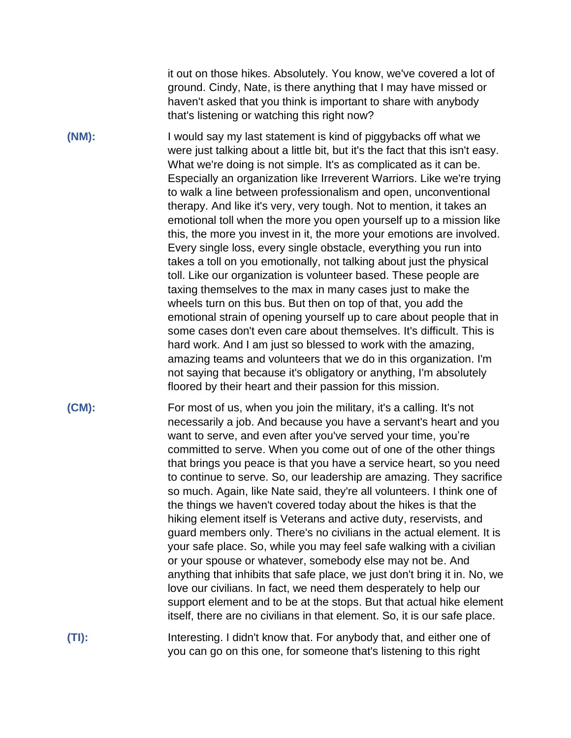it out on those hikes. Absolutely. You know, we've covered a lot of ground. Cindy, Nate, is there anything that I may have missed or haven't asked that you think is important to share with anybody that's listening or watching this right now?

**(NM):** I would say my last statement is kind of piggybacks off what we were just talking about a little bit, but it's the fact that this isn't easy. What we're doing is not simple. It's as complicated as it can be. Especially an organization like Irreverent Warriors. Like we're trying to walk a line between professionalism and open, unconventional therapy. And like it's very, very tough. Not to mention, it takes an emotional toll when the more you open yourself up to a mission like this, the more you invest in it, the more your emotions are involved. Every single loss, every single obstacle, everything you run into takes a toll on you emotionally, not talking about just the physical toll. Like our organization is volunteer based. These people are taxing themselves to the max in many cases just to make the wheels turn on this bus. But then on top of that, you add the emotional strain of opening yourself up to care about people that in some cases don't even care about themselves. It's difficult. This is hard work. And I am just so blessed to work with the amazing, amazing teams and volunteers that we do in this organization. I'm not saying that because it's obligatory or anything, I'm absolutely floored by their heart and their passion for this mission.

**(CM):** For most of us, when you join the military, it's a calling. It's not necessarily a job. And because you have a servant's heart and you want to serve, and even after you've served your time, you're committed to serve. When you come out of one of the other things that brings you peace is that you have a service heart, so you need to continue to serve. So, our leadership are amazing. They sacrifice so much. Again, like Nate said, they're all volunteers. I think one of the things we haven't covered today about the hikes is that the hiking element itself is Veterans and active duty, reservists, and guard members only. There's no civilians in the actual element. It is your safe place. So, while you may feel safe walking with a civilian or your spouse or whatever, somebody else may not be. And anything that inhibits that safe place, we just don't bring it in. No, we love our civilians. In fact, we need them desperately to help our support element and to be at the stops. But that actual hike element itself, there are no civilians in that element. So, it is our safe place.

**(TI):** Interesting. I didn't know that. For anybody that, and either one of you can go on this one, for someone that's listening to this right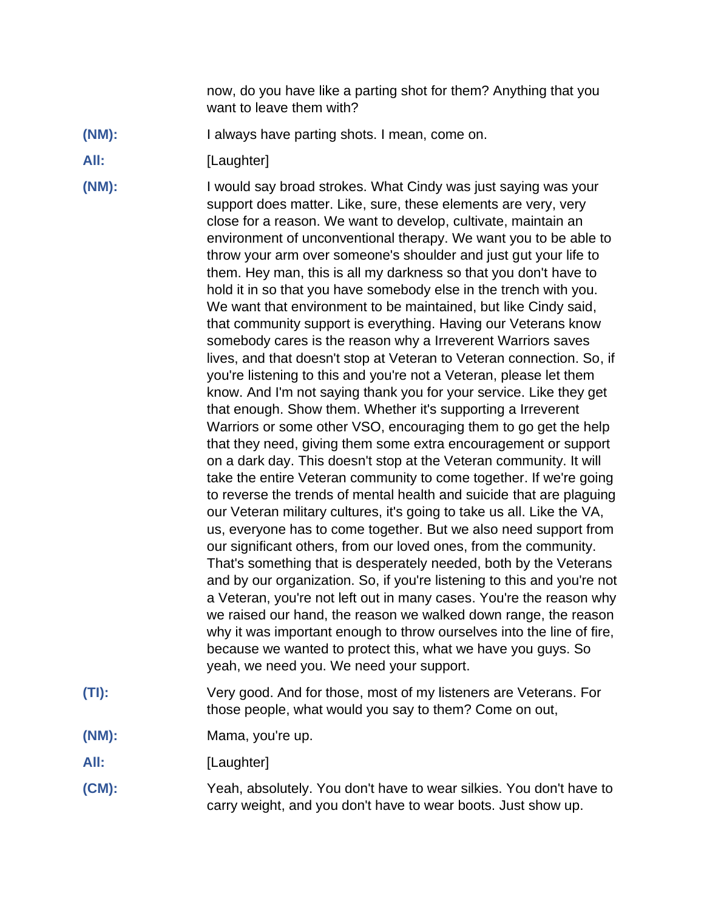now, do you have like a parting shot for them? Anything that you want to leave them with?

**(NM):** I always have parting shots. I mean, come on.

**All:** [Laughter]

**(NM):** I would say broad strokes. What Cindy was just saying was your support does matter. Like, sure, these elements are very, very close for a reason. We want to develop, cultivate, maintain an environment of unconventional therapy. We want you to be able to throw your arm over someone's shoulder and just gut your life to them. Hey man, this is all my darkness so that you don't have to hold it in so that you have somebody else in the trench with you. We want that environment to be maintained, but like Cindy said, that community support is everything. Having our Veterans know somebody cares is the reason why a Irreverent Warriors saves lives, and that doesn't stop at Veteran to Veteran connection. So, if you're listening to this and you're not a Veteran, please let them know. And I'm not saying thank you for your service. Like they get that enough. Show them. Whether it's supporting a Irreverent Warriors or some other VSO, encouraging them to go get the help that they need, giving them some extra encouragement or support on a dark day. This doesn't stop at the Veteran community. It will take the entire Veteran community to come together. If we're going to reverse the trends of mental health and suicide that are plaguing our Veteran military cultures, it's going to take us all. Like the VA, us, everyone has to come together. But we also need support from our significant others, from our loved ones, from the community. That's something that is desperately needed, both by the Veterans and by our organization. So, if you're listening to this and you're not a Veteran, you're not left out in many cases. You're the reason why we raised our hand, the reason we walked down range, the reason why it was important enough to throw ourselves into the line of fire, because we wanted to protect this, what we have you guys. So yeah, we need you. We need your support.

**(TI):** Very good. And for those, most of my listeners are Veterans. For those people, what would you say to them? Come on out,

**(NM):** Mama, you're up.

**All:** [Laughter]

**(CM):** Yeah, absolutely. You don't have to wear silkies. You don't have to carry weight, and you don't have to wear boots. Just show up.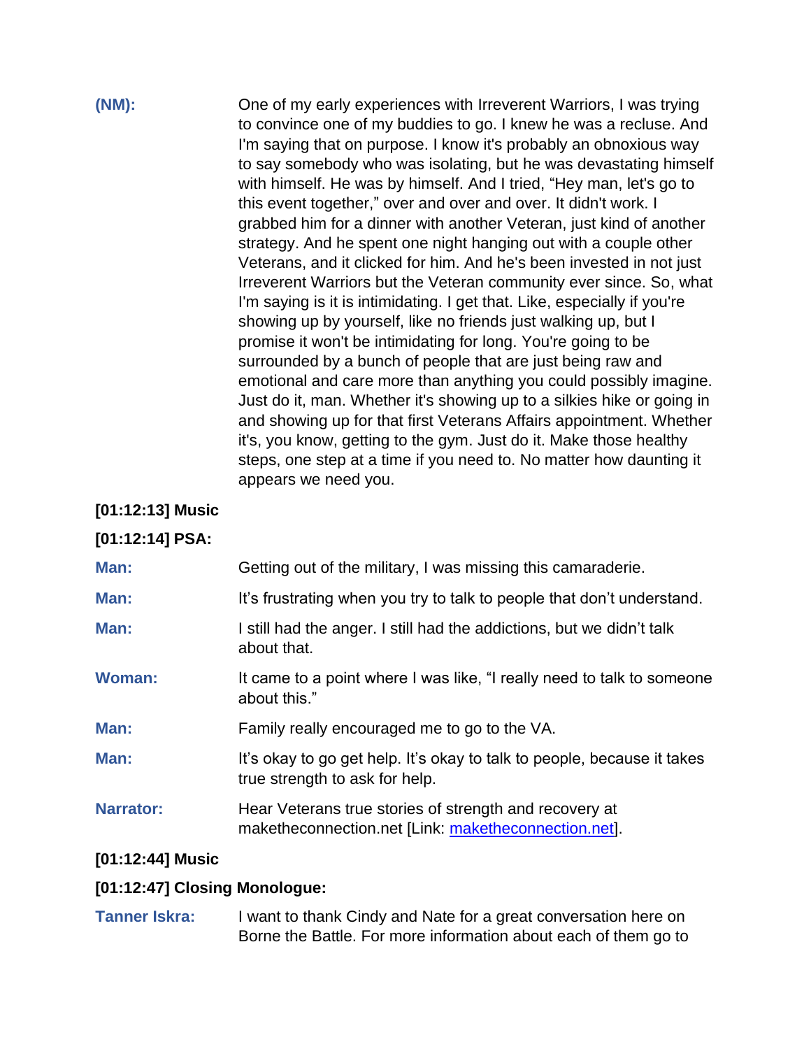**(NM):** One of my early experiences with Irreverent Warriors, I was trying to convince one of my buddies to go. I knew he was a recluse. And I'm saying that on purpose. I know it's probably an obnoxious way to say somebody who was isolating, but he was devastating himself with himself. He was by himself. And I tried, "Hey man, let's go to this event together," over and over and over. It didn't work. I grabbed him for a dinner with another Veteran, just kind of another strategy. And he spent one night hanging out with a couple other Veterans, and it clicked for him. And he's been invested in not just Irreverent Warriors but the Veteran community ever since. So, what I'm saying is it is intimidating. I get that. Like, especially if you're showing up by yourself, like no friends just walking up, but I promise it won't be intimidating for long. You're going to be surrounded by a bunch of people that are just being raw and emotional and care more than anything you could possibly imagine. Just do it, man. Whether it's showing up to a silkies hike or going in and showing up for that first Veterans Affairs appointment. Whether it's, you know, getting to the gym. Just do it. Make those healthy steps, one step at a time if you need to. No matter how daunting it appears we need you.

**[01:12:13] Music**

**[01:12:14] PSA:**

**Man:** Getting out of the military, I was missing this camaraderie.

**Man:** It's frustrating when you try to talk to people that don't understand.

**Man:** I still had the anger. I still had the addictions, but we didn't talk about that.

**Woman:** It came to a point where I was like, "I really need to talk to someone about this."

**Man:** Family really encouraged me to go to the VA.

**Man:** It's okay to go get help. It's okay to talk to people, because it takes true strength to ask for help.

**Narrator:** Hear Veterans true stories of strength and recovery at maketheconnection.net [Link: maketheconnection.net].

**[01:12:44] Music**

**[01:12:47] Closing Monologue:**

**Tanner Iskra:** I want to thank Cindy and Nate for a great conversation here on Borne the Battle. For more information about each of them go to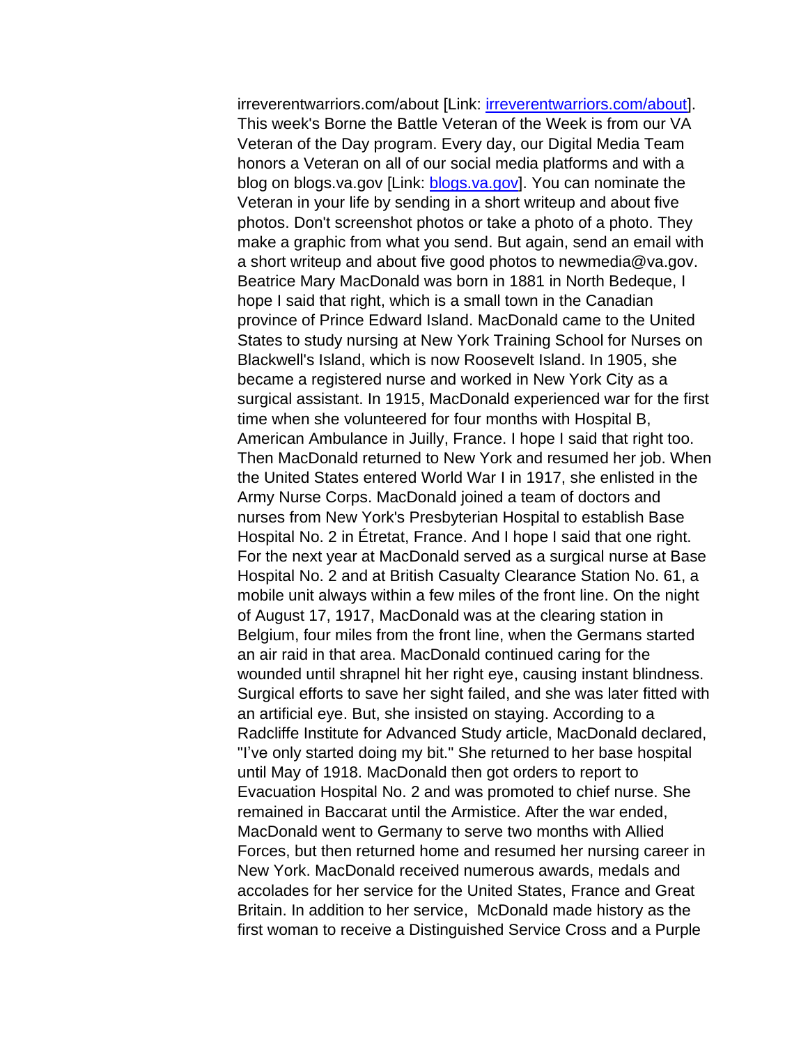irreverentwarriors.com/about [Link: [irreverentwarriors.com/about](irreverentwarriors.com/about)]. This week's Borne the Battle Veteran of the Week is from our VA Veteran of the Day program. Every day, our Digital Media Team honors a Veteran on all of our social media platforms and with a blog on blogs.va.gov [Link: [blogs.va.gov](blogs.va.gov)]. You can nominate the Veteran in your life by sending in a short writeup and about five photos. Don't screenshot photos or take a photo of a photo. They make a graphic from what you send. But again, send an email with a short writeup and about five good photos to newmedia@va.gov. Beatrice Mary MacDonald was born in 1881 in North Bedeque, I hope I said that right, which is a small town in the Canadian province of Prince Edward Island. MacDonald came to the United States to study nursing at New York Training School for Nurses on Blackwell's Island, which is now Roosevelt Island. In 1905, she became a registered nurse and worked in New York City as a surgical assistant. In 1915, MacDonald experienced war for the first time when she volunteered for four months with Hospital B, American Ambulance in Juilly, France. I hope I said that right too. Then MacDonald returned to New York and resumed her job. When the United States entered World War I in 1917, she enlisted in the Army Nurse Corps. MacDonald joined a team of doctors and nurses from New York's Presbyterian Hospital to establish Base Hospital No. 2 in Étretat, France. And I hope I said that one right. For the next year at MacDonald served as a surgical nurse at Base Hospital No. 2 and at British Casualty Clearance Station No. 61, a mobile unit always within a few miles of the front line. On the night of August 17, 1917, MacDonald was at the clearing station in Belgium, four miles from the front line, when the Germans started an air raid in that area. MacDonald continued caring for the wounded until shrapnel hit her right eye, causing instant blindness. Surgical efforts to save her sight failed, and she was later fitted with an artificial eye. But, she insisted on staying. According to a Radcliffe Institute for Advanced Study article, MacDonald declared, "I've only started doing my bit." She returned to her base hospital until May of 1918. MacDonald then got orders to report to Evacuation Hospital No. 2 and was promoted to chief nurse. She remained in Baccarat until the Armistice. After the war ended, MacDonald went to Germany to serve two months with Allied Forces, but then returned home and resumed her nursing career in New York. MacDonald received numerous awards, medals and accolades for her service for the United States, France and Great Britain. In addition to her service, McDonald made history as the first woman to receive a Distinguished Service Cross and a Purple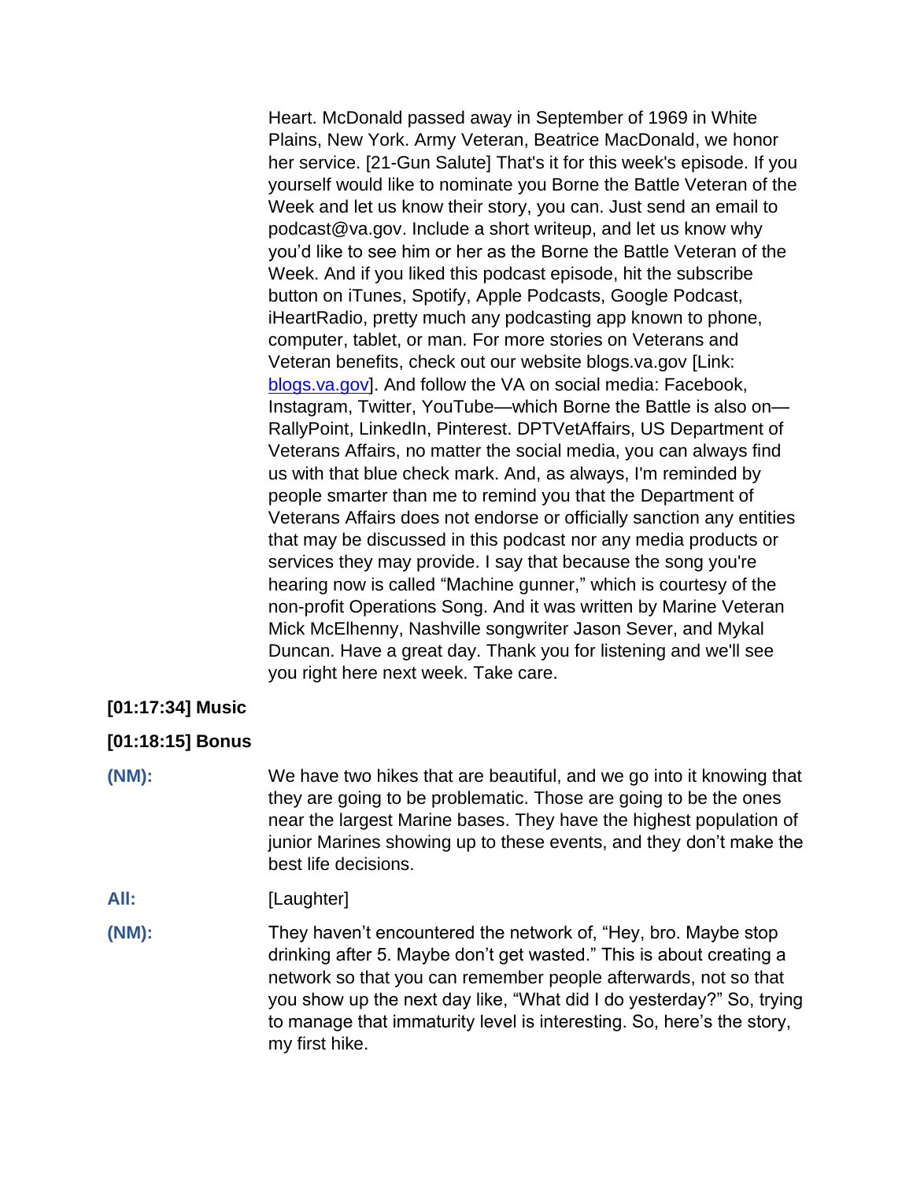Heart. McDonald passed away in September of 1969 in White Plains, New York. Army Veteran, Beatrice MacDonald, we honor her service. [21-Gun Salute] That's it for this week's episode. If you yourself would like to nominate you Borne the Battle Veteran of the Week and let us know their story, you can. Just send an email to podcast@va.gov. Include a short writeup, and let us know why you'd like to see him or her as the Borne the Battle Veteran of the Week. And if you liked this podcast episode, hit the subscribe button on iTunes, Spotify, Apple Podcasts, Google Podcast, iHeartRadio, pretty much any podcasting app known to phone, computer, tablet, or man. For more stories on Veterans and Veteran benefits, check out our website blogs.va.gov [Link: [blogs.va.gov](https://blogs.va.gov)]. And follow the VA on social media: Facebook, Instagram, Twitter, YouTube—which Borne the Battle is also on—RallyPoint, LinkedIn, Pinterest. DPTVetAffairs, US Department of Veterans Affairs, no matter the social media, you can always find us with that blue check mark. And, as always, I'm reminded by people smarter than me to remind you that the Department of Veterans Affairs does not endorse or officially sanction any entities that may be discussed in this podcast nor any media products or services they may provide. I say that because the song you're hearing now is called "Machine gunner," which is courtesy of the non-profit Operations Song. And it was written by Marine Veteran Mick McElhenny, Nashville songwriter Jason Sever, and Mykal Duncan. Have a great day. Thank you for listening and we'll see you right here next week. Take care.

**[01:17:34] Music**

**[01:18:15] Bonus**

**(NM):** We have two hikes that are beautiful, and we go into it knowing that they are going to be problematic. Those are going to be the ones near the largest Marine bases. They have the highest population of junior Marines showing up to these events, and they don't make the best life decisions.

**All:** [Laughter]

**(NM):** They haven't encountered the network of, "Hey, bro. Maybe stop drinking after 5. Maybe don't get wasted." This is about creating a network so that you can remember people afterwards, not so that you show up the next day like, "What did I do yesterday?" So, trying to manage that immaturity level is interesting. So, here's the story, my first hike.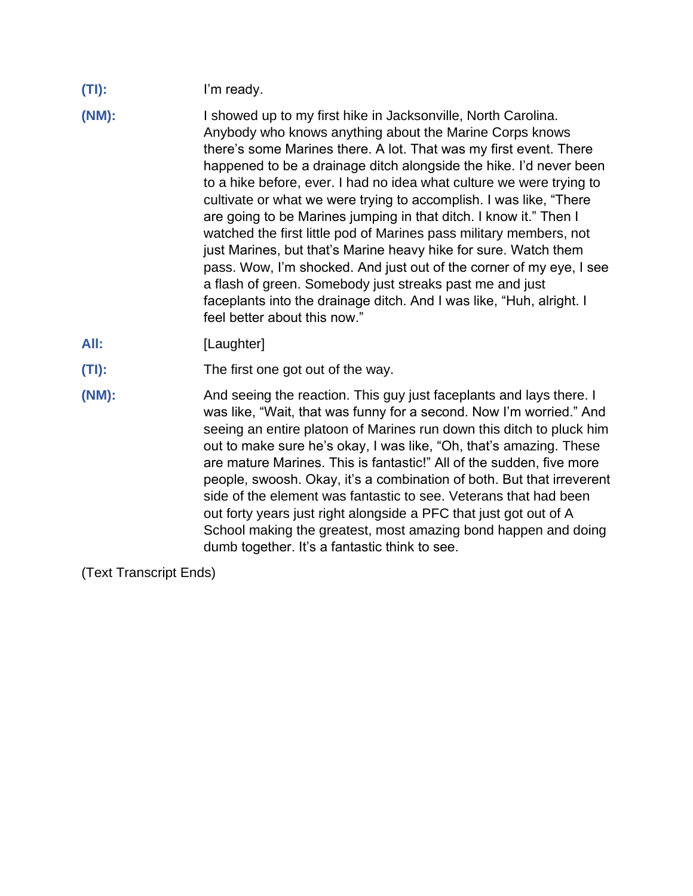**(TI):** I'm ready.

**(NM):** I showed up to my first hike in Jacksonville, North Carolina. Anybody who knows anything about the Marine Corps knows there's some Marines there. A lot. That was my first event. There happened to be a drainage ditch alongside the hike. I'd never been to a hike before, ever. I had no idea what culture we were trying to cultivate or what we were trying to accomplish. I was like, "There are going to be Marines jumping in that ditch. I know it." Then I watched the first little pod of Marines pass military members, not just Marines, but that's Marine heavy hike for sure. Watch them pass. Wow, I'm shocked. And just out of the corner of my eye, I see a flash of green. Somebody just streaks past me and just faceplants into the drainage ditch. And I was like, "Huh, alright. I feel better about this now."

**All:** [Laughter]

**(TI):** The first one got out of the way.

**(NM):** And seeing the reaction. This guy just faceplants and lays there. I was like, "Wait, that was funny for a second. Now I'm worried." And seeing an entire platoon of Marines run down this ditch to pluck him out to make sure he's okay, I was like, "Oh, that's amazing. These are mature Marines. This is fantastic!" All of the sudden, five more people, swoosh. Okay, it's a combination of both. But that irreverent side of the element was fantastic to see. Veterans that had been out forty years just right alongside a PFC that just got out of A School making the greatest, most amazing bond happen and doing dumb together. It's a fantastic think to see.

(Text Transcript Ends)